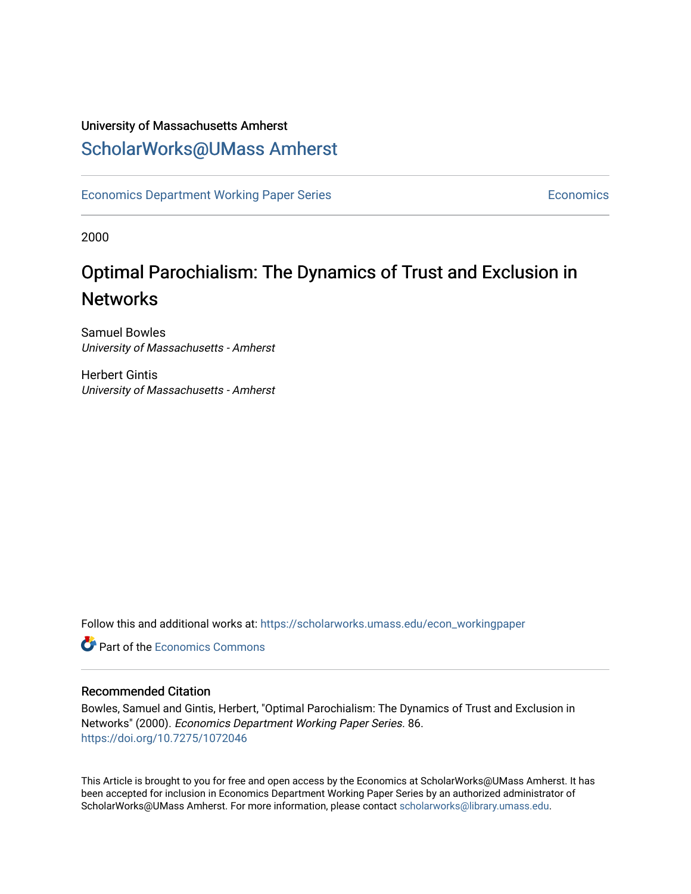University of Massachusetts Amherst

ScholarWorks@UMass Amherst

Economics Department Working Paper Series | Economics

2000

# Optimal Parochialism: The Dynamics of Trust and Exclusion in Networks

Samuel Bowles
*University of Massachusetts - Amherst*

Herbert Gintis
*University of Massachusetts - Amherst*

Follow this and additional works at: https://scholarworks.umass.edu/econ_workingpaper

Part of the Economics Commons

## Recommended Citation

Bowles, Samuel and Gintis, Herbert, "Optimal Parochialism: The Dynamics of Trust and Exclusion in Networks" (2000). *Economics Department Working Paper Series*. 86.
https://doi.org/10.7275/1072046

This Article is brought to you for free and open access by the Economics at ScholarWorks@UMass Amherst. It has been accepted for inclusion in Economics Department Working Paper Series by an authorized administrator of ScholarWorks@UMass Amherst. For more information, please contact scholarworks@library.umass.edu.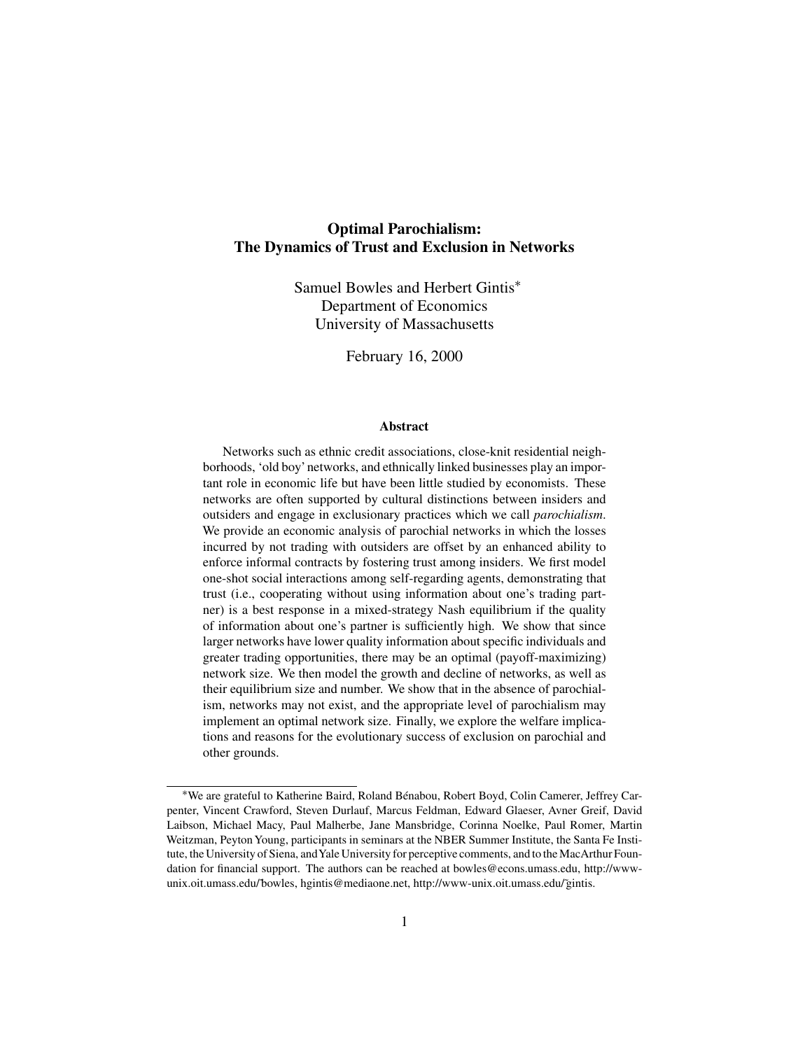# Optimal Parochialism: The Dynamics of Trust and Exclusion in Networks

Samuel Bowles and Herbert Gintis*
Department of Economics
University of Massachusetts

February 16, 2000

## Abstract

Networks such as ethnic credit associations, close-knit residential neighborhoods, 'old boy' networks, and ethnically linked businesses play an important role in economic life but have been little studied by economists. These networks are often supported by cultural distinctions between insiders and outsiders and engage in exclusionary practices which we call *parochialism*. We provide an economic analysis of parochial networks in which the losses incurred by not trading with outsiders are offset by an enhanced ability to enforce informal contracts by fostering trust among insiders. We first model one-shot social interactions among self-regarding agents, demonstrating that trust (i.e., cooperating without using information about one's trading partner) is a best response in a mixed-strategy Nash equilibrium if the quality of information about one's partner is sufficiently high. We show that since larger networks have lower quality information about specific individuals and greater trading opportunities, there may be an optimal (payoff-maximizing) network size. We then model the growth and decline of networks, as well as their equilibrium size and number. We show that in the absence of parochialism, networks may not exist, and the appropriate level of parochialism may implement an optimal network size. Finally, we explore the welfare implications and reasons for the evolutionary success of exclusion on parochial and other grounds.

*We are grateful to Katherine Baird, Roland Bénabou, Robert Boyd, Colin Camerer, Jeffrey Carpenter, Vincent Crawford, Steven Durlauf, Marcus Feldman, Edward Glaeser, Avner Greif, David Laibson, Michael Macy, Paul Malherbe, Jane Mansbridge, Corinna Noelke, Paul Romer, Martin Weitzman, Peyton Young, participants in seminars at the NBER Summer Institute, the Santa Fe Institute, the University of Siena, and Yale University for perceptive comments, and to the MacArthur Foundation for financial support. The authors can be reached at bowles@econs.umass.edu, http://www-unix.oit.umass.edu/~bowles, hgintis@mediaone.net, http://www-unix.oit.umass.edu/~gintis.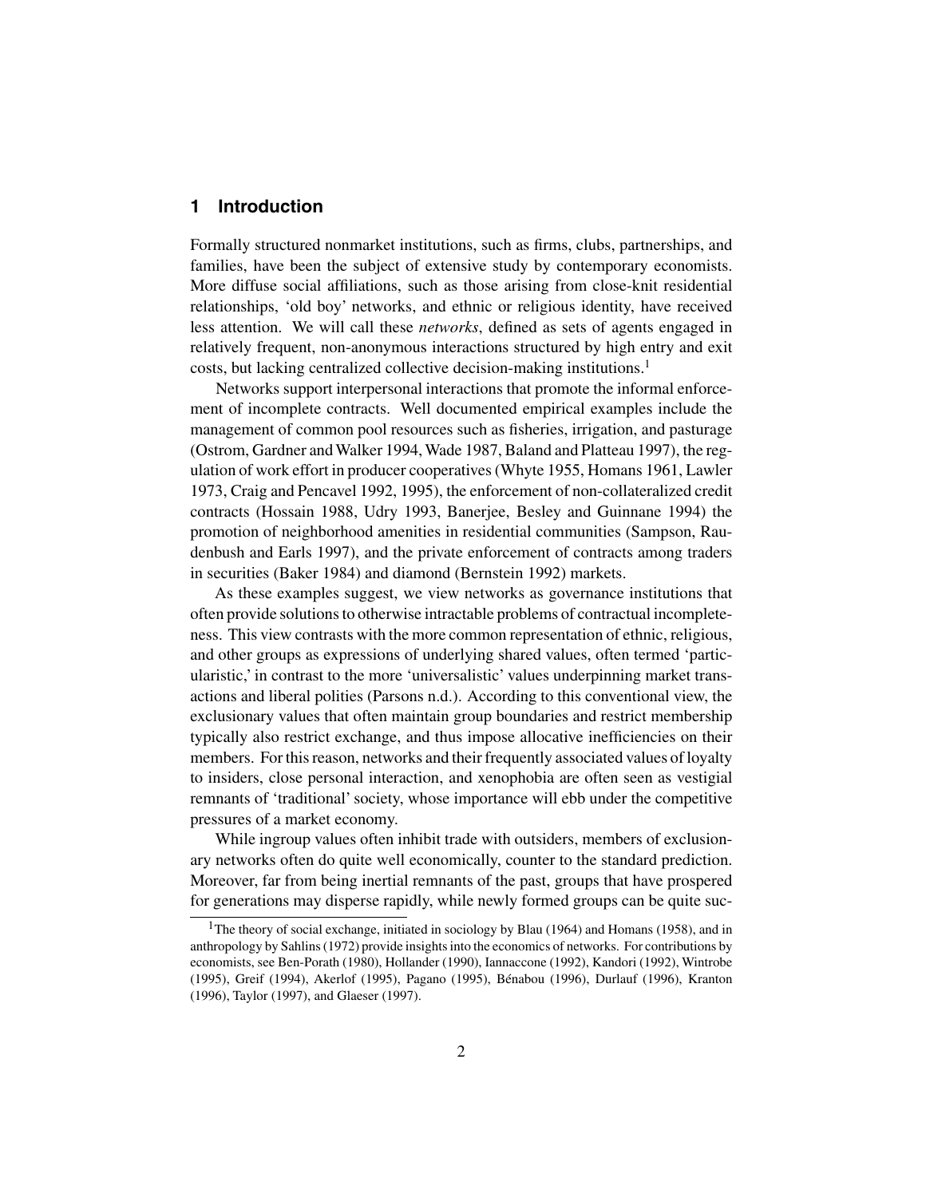## 1 Introduction

Formally structured nonmarket institutions, such as firms, clubs, partnerships, and families, have been the subject of extensive study by contemporary economists. More diffuse social affiliations, such as those arising from close-knit residential relationships, 'old boy' networks, and ethnic or religious identity, have received less attention. We will call these *networks*, defined as sets of agents engaged in relatively frequent, non-anonymous interactions structured by high entry and exit costs, but lacking centralized collective decision-making institutions.[1]

Networks support interpersonal interactions that promote the informal enforcement of incomplete contracts. Well documented empirical examples include the management of common pool resources such as fisheries, irrigation, and pasturage (Ostrom, Gardner and Walker 1994, Wade 1987, Baland and Platteau 1997), the regulation of work effort in producer cooperatives (Whyte 1955, Homans 1961, Lawler 1973, Craig and Pencavel 1992, 1995), the enforcement of non-collateralized credit contracts (Hossain 1988, Udry 1993, Banerjee, Besley and Guinnane 1994) the promotion of neighborhood amenities in residential communities (Sampson, Raudenbush and Earls 1997), and the private enforcement of contracts among traders in securities (Baker 1984) and diamond (Bernstein 1992) markets.

As these examples suggest, we view networks as governance institutions that often provide solutions to otherwise intractable problems of contractual incompleteness. This view contrasts with the more common representation of ethnic, religious, and other groups as expressions of underlying shared values, often termed 'particularistic,' in contrast to the more 'universalistic' values underpinning market transactions and liberal polities (Parsons n.d.). According to this conventional view, the exclusionary values that often maintain group boundaries and restrict membership typically also restrict exchange, and thus impose allocative inefficiencies on their members. For this reason, networks and their frequently associated values of loyalty to insiders, close personal interaction, and xenophobia are often seen as vestigial remnants of 'traditional' society, whose importance will ebb under the competitive pressures of a market economy.

While ingroup values often inhibit trade with outsiders, members of exclusionary networks often do quite well economically, counter to the standard prediction. Moreover, far from being inertial remnants of the past, groups that have prospered for generations may disperse rapidly, while newly formed groups can be quite suc-

[1] The theory of social exchange, initiated in sociology by Blau (1964) and Homans (1958), and in anthropology by Sahlins (1972) provide insights into the economics of networks. For contributions by economists, see Ben-Porath (1980), Hollander (1990), Iannaccone (1992), Kandori (1992), Wintrobe (1995), Greif (1994), Akerlof (1995), Pagano (1995), Bénabou (1996), Durlauf (1996), Kranton (1996), Taylor (1997), and Glaeser (1997).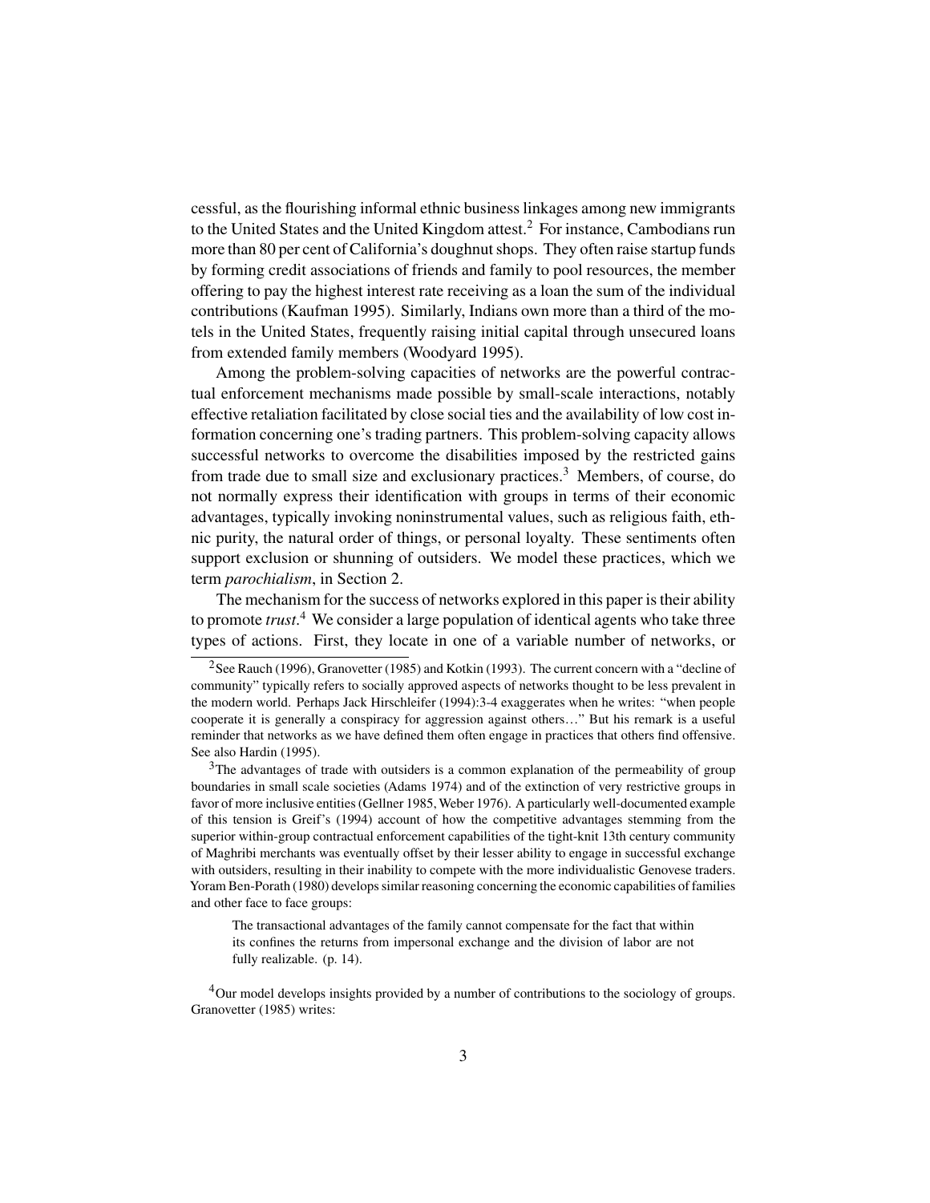cessful, as the flourishing informal ethnic business linkages among new immigrants to the United States and the United Kingdom attest.[2] For instance, Cambodians run more than 80 per cent of California's doughnut shops. They often raise startup funds by forming credit associations of friends and family to pool resources, the member offering to pay the highest interest rate receiving as a loan the sum of the individual contributions (Kaufman 1995). Similarly, Indians own more than a third of the motels in the United States, frequently raising initial capital through unsecured loans from extended family members (Woodyard 1995).

Among the problem-solving capacities of networks are the powerful contractual enforcement mechanisms made possible by small-scale interactions, notably effective retaliation facilitated by close social ties and the availability of low cost information concerning one's trading partners. This problem-solving capacity allows successful networks to overcome the disabilities imposed by the restricted gains from trade due to small size and exclusionary practices.[3] Members, of course, do not normally express their identification with groups in terms of their economic advantages, typically invoking noninstrumental values, such as religious faith, ethnic purity, the natural order of things, or personal loyalty. These sentiments often support exclusion or shunning of outsiders. We model these practices, which we term *parochialism*, in Section 2.

The mechanism for the success of networks explored in this paper is their ability to promote *trust*.[4] We consider a large population of identical agents who take three types of actions. First, they locate in one of a variable number of networks, or

---

[2] See Rauch (1996), Granovetter (1985) and Kotkin (1993). The current concern with a "decline of community" typically refers to socially approved aspects of networks thought to be less prevalent in the modern world. Perhaps Jack Hirschleifer (1994):3-4 exaggerates when he writes: "when people cooperate it is generally a conspiracy for aggression against others…" But his remark is a useful reminder that networks as we have defined them often engage in practices that others find offensive. See also Hardin (1995).

[3] The advantages of trade with outsiders is a common explanation of the permeability of group boundaries in small scale societies (Adams 1974) and of the extinction of very restrictive groups in favor of more inclusive entities (Gellner 1985, Weber 1976). A particularly well-documented example of this tension is Greif's (1994) account of how the competitive advantages stemming from the superior within-group contractual enforcement capabilities of the tight-knit 13th century community of Maghribi merchants was eventually offset by their lesser ability to engage in successful exchange with outsiders, resulting in their inability to compete with the more individualistic Genovese traders. Yoram Ben-Porath (1980) develops similar reasoning concerning the economic capabilities of families and other face to face groups:

> The transactional advantages of the family cannot compensate for the fact that within its confines the returns from impersonal exchange and the division of labor are not fully realizable. (p. 14).

[4] Our model develops insights provided by a number of contributions to the sociology of groups. Granovetter (1985) writes: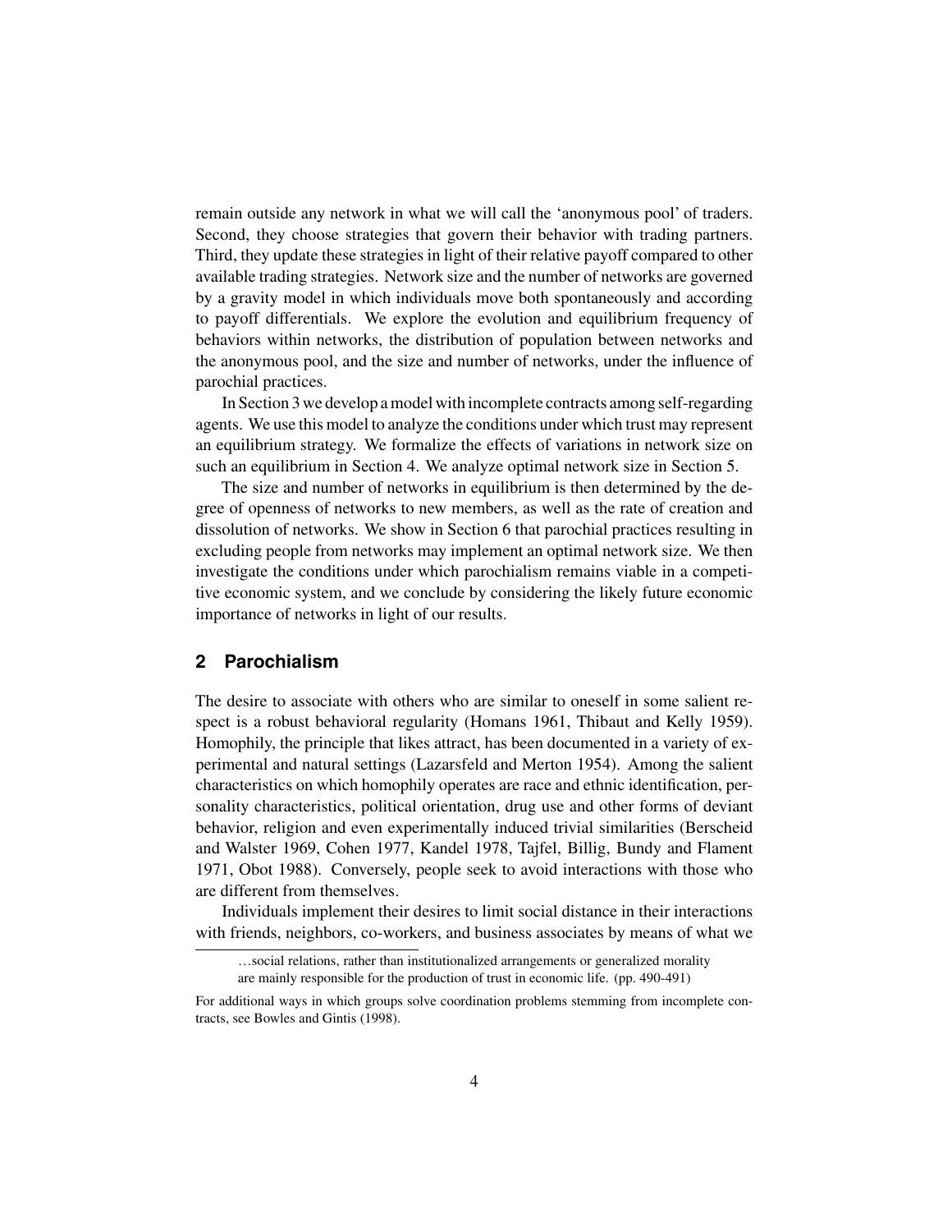remain outside any network in what we will call the 'anonymous pool' of traders. Second, they choose strategies that govern their behavior with trading partners. Third, they update these strategies in light of their relative payoff compared to other available trading strategies. Network size and the number of networks are governed by a gravity model in which individuals move both spontaneously and according to payoff differentials. We explore the evolution and equilibrium frequency of behaviors within networks, the distribution of population between networks and the anonymous pool, and the size and number of networks, under the influence of parochial practices.

In Section 3 we develop a model with incomplete contracts among self-regarding agents. We use this model to analyze the conditions under which trust may represent an equilibrium strategy. We formalize the effects of variations in network size on such an equilibrium in Section 4. We analyze optimal network size in Section 5.

The size and number of networks in equilibrium is then determined by the degree of openness of networks to new members, as well as the rate of creation and dissolution of networks. We show in Section 6 that parochial practices resulting in excluding people from networks may implement an optimal network size. We then investigate the conditions under which parochialism remains viable in a competitive economic system, and we conclude by considering the likely future economic importance of networks in light of our results.

## 2 Parochialism

The desire to associate with others who are similar to oneself in some salient respect is a robust behavioral regularity (Homans 1961, Thibaut and Kelly 1959). Homophily, the principle that likes attract, has been documented in a variety of experimental and natural settings (Lazarsfeld and Merton 1954). Among the salient characteristics on which homophily operates are race and ethnic identification, personality characteristics, political orientation, drug use and other forms of deviant behavior, religion and even experimentally induced trivial similarities (Berscheid and Walster 1969, Cohen 1977, Kandel 1978, Tajfel, Billig, Bundy and Flament 1971, Obot 1988). Conversely, people seek to avoid interactions with those who are different from themselves.

Individuals implement their desires to limit social distance in their interactions with friends, neighbors, co-workers, and business associates by means of what we

> …social relations, rather than institutionalized arrangements or generalized morality are mainly responsible for the production of trust in economic life. (pp. 490-491)

For additional ways in which groups solve coordination problems stemming from incomplete contracts, see Bowles and Gintis (1998).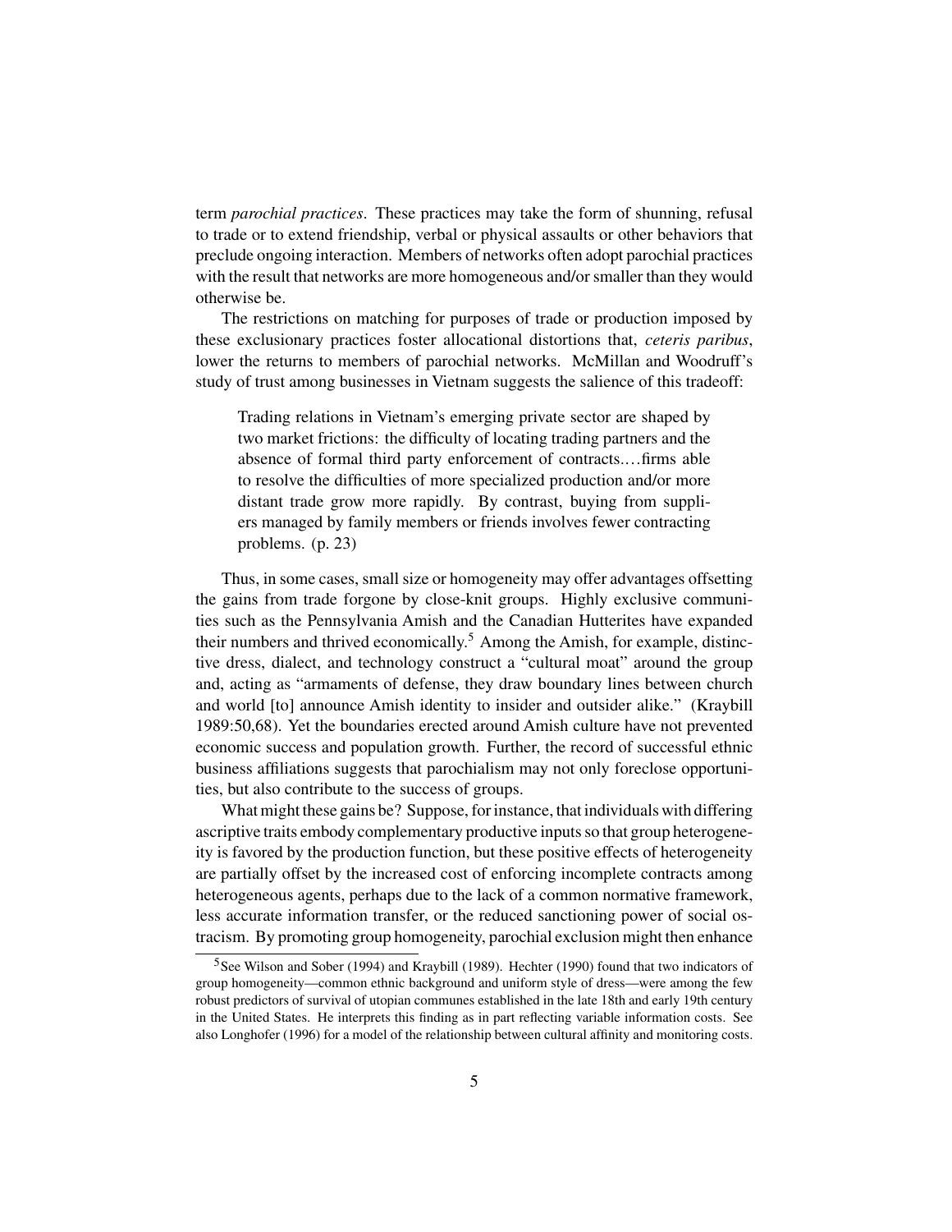term *parochial practices*. These practices may take the form of shunning, refusal to trade or to extend friendship, verbal or physical assaults or other behaviors that preclude ongoing interaction. Members of networks often adopt parochial practices with the result that networks are more homogeneous and/or smaller than they would otherwise be.

The restrictions on matching for purposes of trade or production imposed by these exclusionary practices foster allocational distortions that, *ceteris paribus*, lower the returns to members of parochial networks. McMillan and Woodruff's study of trust among businesses in Vietnam suggests the salience of this tradeoff:

> Trading relations in Vietnam's emerging private sector are shaped by two market frictions: the difficulty of locating trading partners and the absence of formal third party enforcement of contracts.…firms able to resolve the difficulties of more specialized production and/or more distant trade grow more rapidly. By contrast, buying from suppliers managed by family members or friends involves fewer contracting problems. (p. 23)

Thus, in some cases, small size or homogeneity may offer advantages offsetting the gains from trade forgone by close-knit groups. Highly exclusive communities such as the Pennsylvania Amish and the Canadian Hutterites have expanded their numbers and thrived economically.[5] Among the Amish, for example, distinctive dress, dialect, and technology construct a "cultural moat" around the group and, acting as "armaments of defense, they draw boundary lines between church and world [to] announce Amish identity to insider and outsider alike." (Kraybill 1989:50,68). Yet the boundaries erected around Amish culture have not prevented economic success and population growth. Further, the record of successful ethnic business affiliations suggests that parochialism may not only foreclose opportunities, but also contribute to the success of groups.

What might these gains be? Suppose, for instance, that individuals with differing ascriptive traits embody complementary productive inputs so that group heterogeneity is favored by the production function, but these positive effects of heterogeneity are partially offset by the increased cost of enforcing incomplete contracts among heterogeneous agents, perhaps due to the lack of a common normative framework, less accurate information transfer, or the reduced sanctioning power of social ostracism. By promoting group homogeneity, parochial exclusion might then enhance

[5] See Wilson and Sober (1994) and Kraybill (1989). Hechter (1990) found that two indicators of group homogeneity—common ethnic background and uniform style of dress—were among the few robust predictors of survival of utopian communes established in the late 18th and early 19th century in the United States. He interprets this finding as in part reflecting variable information costs. See also Longhofer (1996) for a model of the relationship between cultural affinity and monitoring costs.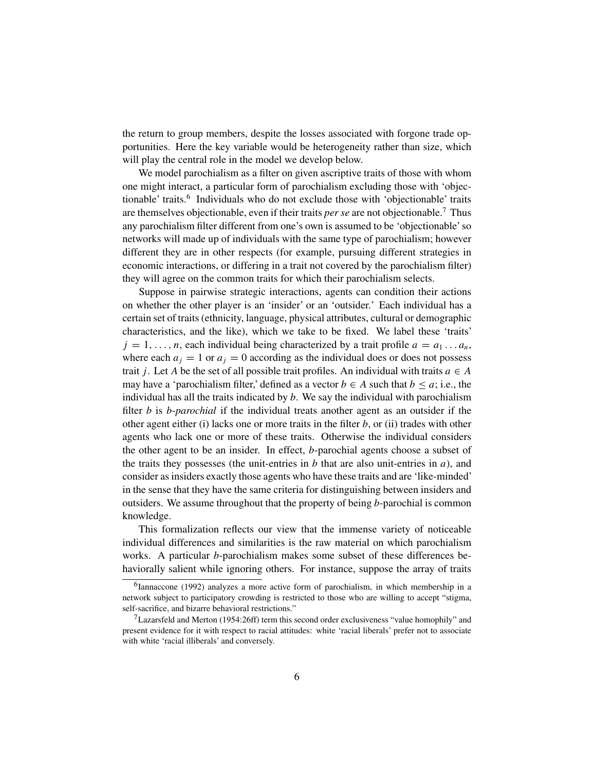the return to group members, despite the losses associated with forgone trade opportunities. Here the key variable would be heterogeneity rather than size, which will play the central role in the model we develop below.

We model parochialism as a filter on given ascriptive traits of those with whom one might interact, a particular form of parochialism excluding those with 'objectionable' traits.[6] Individuals who do not exclude those with 'objectionable' traits are themselves objectionable, even if their traits *per se* are not objectionable.[7] Thus any parochialism filter different from one's own is assumed to be 'objectionable' so networks will made up of individuals with the same type of parochialism; however different they are in other respects (for example, pursuing different strategies in economic interactions, or differing in a trait not covered by the parochialism filter) they will agree on the common traits for which their parochialism selects.

Suppose in pairwise strategic interactions, agents can condition their actions on whether the other player is an 'insider' or an 'outsider.' Each individual has a certain set of traits (ethnicity, language, physical attributes, cultural or demographic characteristics, and the like), which we take to be fixed. We label these 'traits' $j = 1, \ldots, n$, each individual being characterized by a trait profile $a = a_1 \ldots a_n$, where each $a_j = 1$ or $a_j = 0$ according as the individual does or does not possess trait $j$. Let $A$ be the set of all possible trait profiles. An individual with traits $a \in A$ may have a 'parochialism filter,' defined as a vector $b \in A$ such that $b \leq a$; i.e., the individual has all the traits indicated by $b$. We say the individual with parochialism filter $b$ is *b-parochial* if the individual treats another agent as an outsider if the other agent either (i) lacks one or more traits in the filter $b$, or (ii) trades with other agents who lack one or more of these traits. Otherwise the individual considers the other agent to be an insider. In effect, $b$-parochial agents choose a subset of the traits they possesses (the unit-entries in $b$ that are also unit-entries in $a$), and consider as insiders exactly those agents who have these traits and are 'like-minded' in the sense that they have the same criteria for distinguishing between insiders and outsiders. We assume throughout that the property of being $b$-parochial is common knowledge.

This formalization reflects our view that the immense variety of noticeable individual differences and similarities is the raw material on which parochialism works. A particular $b$-parochialism makes some subset of these differences behaviorally salient while ignoring others. For instance, suppose the array of traits

---

[6] Iannaccone (1992) analyzes a more active form of parochialism, in which membership in a network subject to participatory crowding is restricted to those who are willing to accept "stigma, self-sacrifice, and bizarre behavioral restrictions."

[7] Lazarsfeld and Merton (1954:26ff) term this second order exclusiveness "value homophily" and present evidence for it with respect to racial attitudes: white 'racial liberals' prefer not to associate with white 'racial illiberals' and conversely.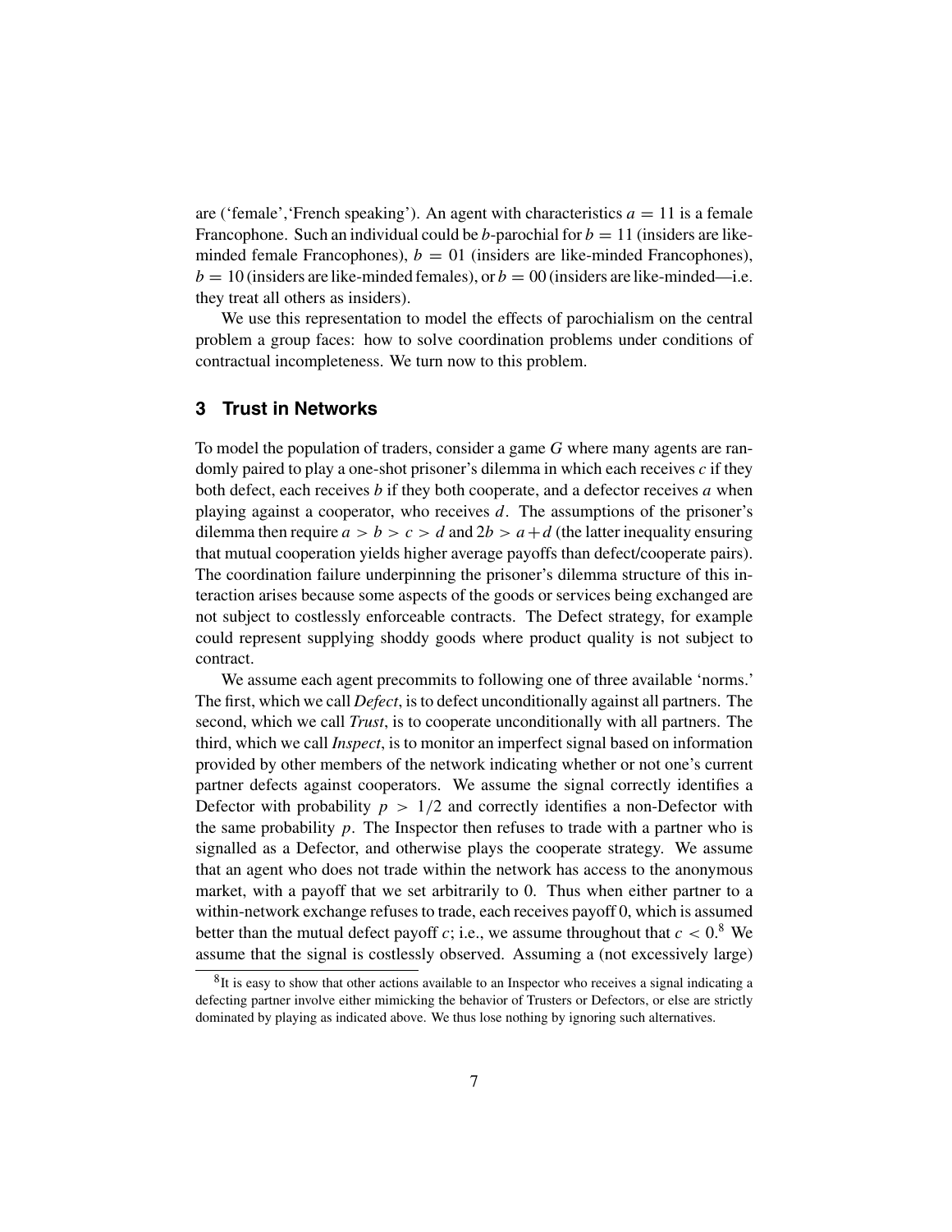are ('female','French speaking'). An agent with characteristics $a = 11$ is a female Francophone. Such an individual could be $b$-parochial for $b = 11$ (insiders are like-minded female Francophones), $b = 01$ (insiders are like-minded Francophones), $b = 10$ (insiders are like-minded females), or $b = 00$ (insiders are like-minded—i.e. they treat all others as insiders).

We use this representation to model the effects of parochialism on the central problem a group faces: how to solve coordination problems under conditions of contractual incompleteness. We turn now to this problem.

## 3 Trust in Networks

To model the population of traders, consider a game $G$ where many agents are randomly paired to play a one-shot prisoner's dilemma in which each receives $c$ if they both defect, each receives $b$ if they both cooperate, and a defector receives $a$ when playing against a cooperator, who receives $d$. The assumptions of the prisoner's dilemma then require $a > b > c > d$ and $2b > a+d$ (the latter inequality ensuring that mutual cooperation yields higher average payoffs than defect/cooperate pairs). The coordination failure underpinning the prisoner's dilemma structure of this interaction arises because some aspects of the goods or services being exchanged are not subject to costlessly enforceable contracts. The Defect strategy, for example could represent supplying shoddy goods where product quality is not subject to contract.

We assume each agent precommits to following one of three available 'norms.' The first, which we call *Defect*, is to defect unconditionally against all partners. The second, which we call *Trust*, is to cooperate unconditionally with all partners. The third, which we call *Inspect*, is to monitor an imperfect signal based on information provided by other members of the network indicating whether or not one's current partner defects against cooperators. We assume the signal correctly identifies a Defector with probability $p > 1/2$ and correctly identifies a non-Defector with the same probability $p$. The Inspector then refuses to trade with a partner who is signalled as a Defector, and otherwise plays the cooperate strategy. We assume that an agent who does not trade within the network has access to the anonymous market, with a payoff that we set arbitrarily to 0. Thus when either partner to a within-network exchange refuses to trade, each receives payoff 0, which is assumed better than the mutual defect payoff $c$; i.e., we assume throughout that $c < 0$.[8] We assume that the signal is costlessly observed. Assuming a (not excessively large)

[8] It is easy to show that other actions available to an Inspector who receives a signal indicating a defecting partner involve either mimicking the behavior of Trusters or Defectors, or else are strictly dominated by playing as indicated above. We thus lose nothing by ignoring such alternatives.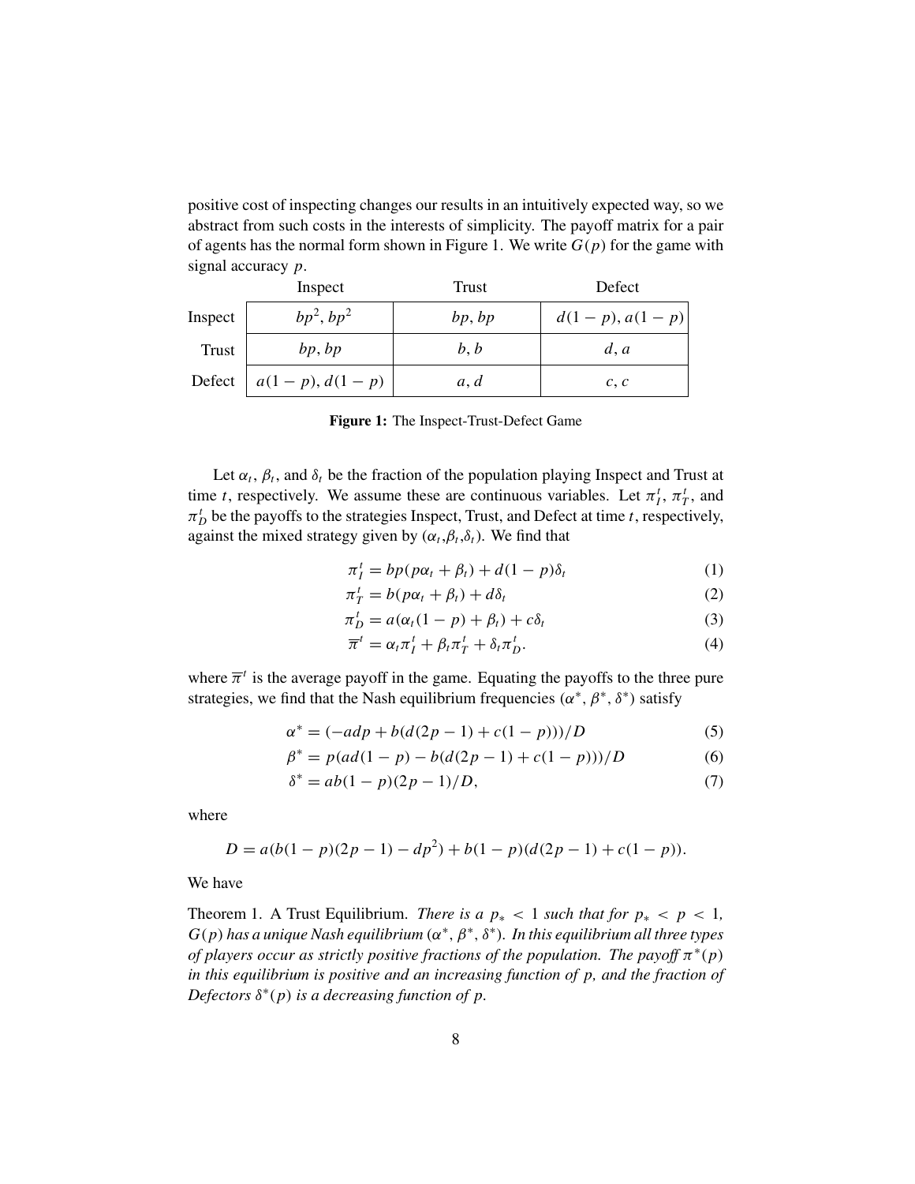positive cost of inspecting changes our results in an intuitively expected way, so we abstract from such costs in the interests of simplicity. The payoff matrix for a pair of agents has the normal form shown in Figure 1. We write $G(p)$ for the game with signal accuracy $p$.

| | Inspect | Trust | Defect |
|---|---|---|---|
| Inspect | $bp^2, bp^2$ | $bp, bp$ | $d(1-p), a(1-p)$ |
| Trust | $bp, bp$ | $b, b$ | $d, a$ |
| Defect | $a(1-p), d(1-p)$ | $a, d$ | $c, c$ |

**Figure 1:** The Inspect-Trust-Defect Game

Let $\alpha_t$, $\beta_t$, and $\delta_t$ be the fraction of the population playing Inspect and Trust at time $t$, respectively. We assume these are continuous variables. Let $\pi_I^t$, $\pi_T^t$, and $\pi_D^t$ be the payoffs to the strategies Inspect, Trust, and Defect at time $t$, respectively, against the mixed strategy given by $(\alpha_t, \beta_t, \delta_t)$. We find that

$$\pi_I^t = bp(p\alpha_t + \beta_t) + d(1-p)\delta_t \tag{1}$$

$$\pi_T^t = b(p\alpha_t + \beta_t) + d\delta_t \tag{2}$$

$$\pi_D^t = a(\alpha_t(1-p) + \beta_t) + c\delta_t \tag{3}$$

$$\overline{\pi}^t = \alpha_t\pi_I^t + \beta_t\pi_T^t + \delta_t\pi_D^t. \tag{4}$$

where $\overline{\pi}^t$ is the average payoff in the game. Equating the payoffs to the three pure strategies, we find that the Nash equilibrium frequencies ($\alpha^*$, $\beta^*$, $\delta^*$) satisfy

$$\alpha^* = (-adp + b(d(2p-1) + c(1-p)))/D \tag{5}$$

$$\beta^* = p(ad(1-p) - b(d(2p-1) + c(1-p)))/D \tag{6}$$

$$\delta^* = ab(1-p)(2p-1)/D, \tag{7}$$

where

$$D = a(b(1-p)(2p-1) - dp^2) + b(1-p)(d(2p-1) + c(1-p)).$$

We have

Theorem 1. A Trust Equilibrium. *There is a $p_* < 1$ such that for $p_* < p < 1$, $G(p)$ has a unique Nash equilibrium ($\alpha^*$, $\beta^*$, $\delta^*$). In this equilibrium all three types of players occur as strictly positive fractions of the population. The payoff $\pi^*(p)$ in this equilibrium is positive and an increasing function of $p$, and the fraction of Defectors $\delta^*(p)$ is a decreasing function of $p$.*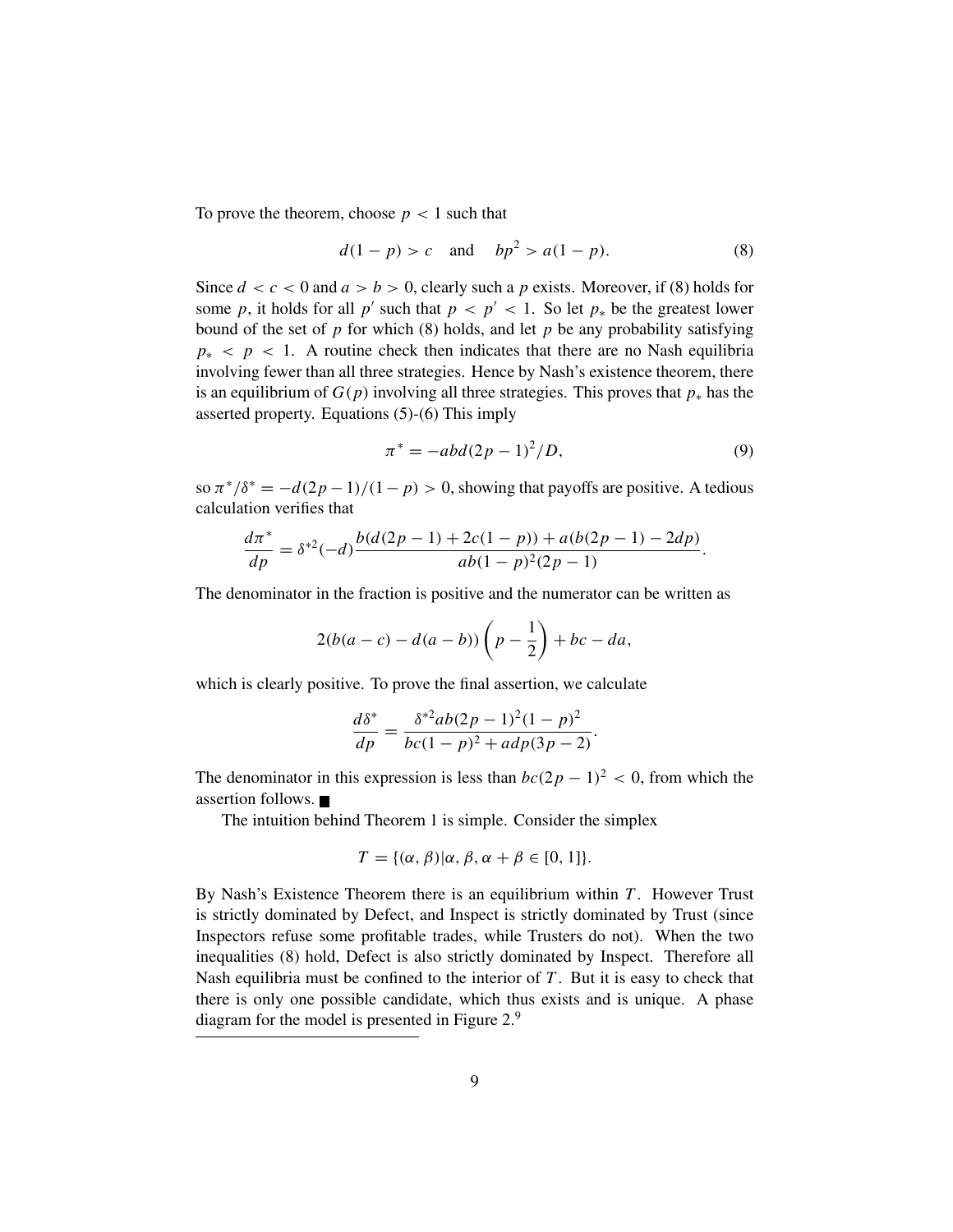To prove the theorem, choose $p < 1$ such that

$$d(1-p) > c \quad \text{and} \quad bp^2 > a(1-p). \tag{8}$$

Since $d < c < 0$ and $a > b > 0$, clearly such a $p$ exists. Moreover, if (8) holds for some $p$, it holds for all $p'$ such that $p < p' < 1$. So let $p_*$ be the greatest lower bound of the set of $p$ for which (8) holds, and let $p$ be any probability satisfying $p_* < p < 1$. A routine check then indicates that there are no Nash equilibria involving fewer than all three strategies. Hence by Nash's existence theorem, there is an equilibrium of $G(p)$ involving all three strategies. This proves that $p_*$ has the asserted property. Equations (5)-(6) This imply

$$\pi^* = -abd(2p-1)^2/D, \tag{9}$$

so $\pi^*/\delta^* = -d(2p-1)/(1-p) > 0$, showing that payoffs are positive. A tedious calculation verifies that

$$\frac{d\pi^*}{dp} = \delta^{*2}(-d)\frac{b(d(2p-1)+2c(1-p))+a(b(2p-1)-2dp)}{ab(1-p)^2(2p-1)}.$$

The denominator in the fraction is positive and the numerator can be written as

$$2(b(a-c)-d(a-b))\left(p-\frac{1}{2}\right)+bc-da,$$

which is clearly positive. To prove the final assertion, we calculate

$$\frac{d\delta^*}{dp} = \frac{\delta^{*2}ab(2p-1)^2(1-p)^2}{bc(1-p)^2+adp(3p-2)}.$$

The denominator in this expression is less than $bc(2p-1)^2 < 0$, from which the assertion follows. ■

The intuition behind Theorem 1 is simple. Consider the simplex

$$T = \{(\alpha,\beta)|\alpha,\beta,\alpha+\beta \in [0,1]\}.$$

By Nash's Existence Theorem there is an equilibrium within $T$. However Trust is strictly dominated by Defect, and Inspect is strictly dominated by Trust (since Inspectors refuse some profitable trades, while Trusters do not). When the two inequalities (8) hold, Defect is also strictly dominated by Inspect. Therefore all Nash equilibria must be confined to the interior of $T$. But it is easy to check that there is only one possible candidate, which thus exists and is unique. A phase diagram for the model is presented in Figure 2.[9]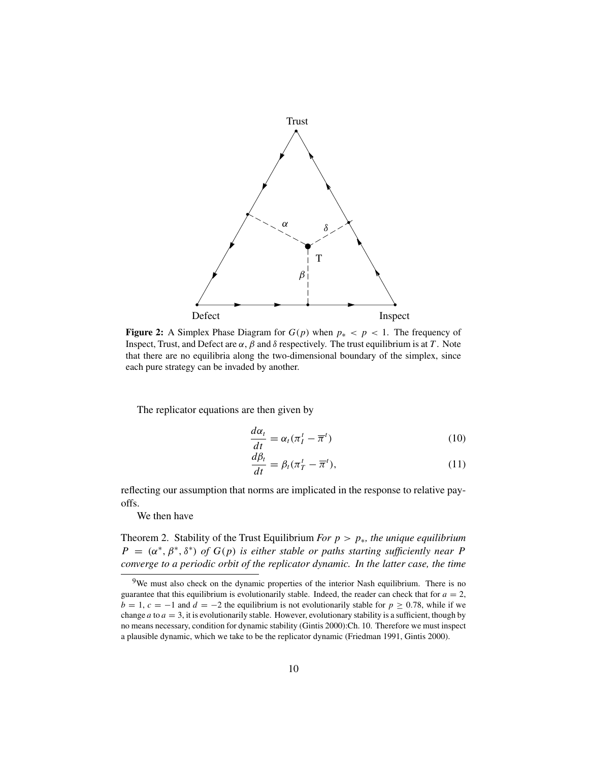**Figure 2:** A Simplex Phase Diagram for $G(p)$ when $p_* < p < 1$. The frequency of Inspect, Trust, and Defect are $\alpha$, $\beta$ and $\delta$ respectively. The trust equilibrium is at $T$. Note that there are no equilibria along the two-dimensional boundary of the simplex, since each pure strategy can be invaded by another.

The replicator equations are then given by

$$\frac{d\alpha_t}{dt} = \alpha_t(\pi_I^t - \overline{\pi}^t) \tag{10}$$

$$\frac{d\beta_t}{dt} = \beta_t(\pi_T^t - \overline{\pi}^t), \tag{11}$$

reflecting our assumption that norms are implicated in the response to relative payoffs.

We then have

Theorem 2. Stability of the Trust Equilibrium *For $p > p_*$, the unique equilibrium $P = (\alpha^*, \beta^*, \delta^*)$ of $G(p)$ is either stable or paths starting sufficiently near $P$ converge to a periodic orbit of the replicator dynamic. In the latter case, the time*

[9] We must also check on the dynamic properties of the interior Nash equilibrium. There is no guarantee that this equilibrium is evolutionarily stable. Indeed, the reader can check that for $a = 2$, $b = 1$, $c = -1$ and $d = -2$ the equilibrium is not evolutionarily stable for $p \geq 0.78$, while if we change $a$ to $a = 3$, it is evolutionarily stable. However, evolutionary stability is a sufficient, though by no means necessary, condition for dynamic stability (Gintis 2000):Ch. 10. Therefore we must inspect a plausible dynamic, which we take to be the replicator dynamic (Friedman 1991, Gintis 2000).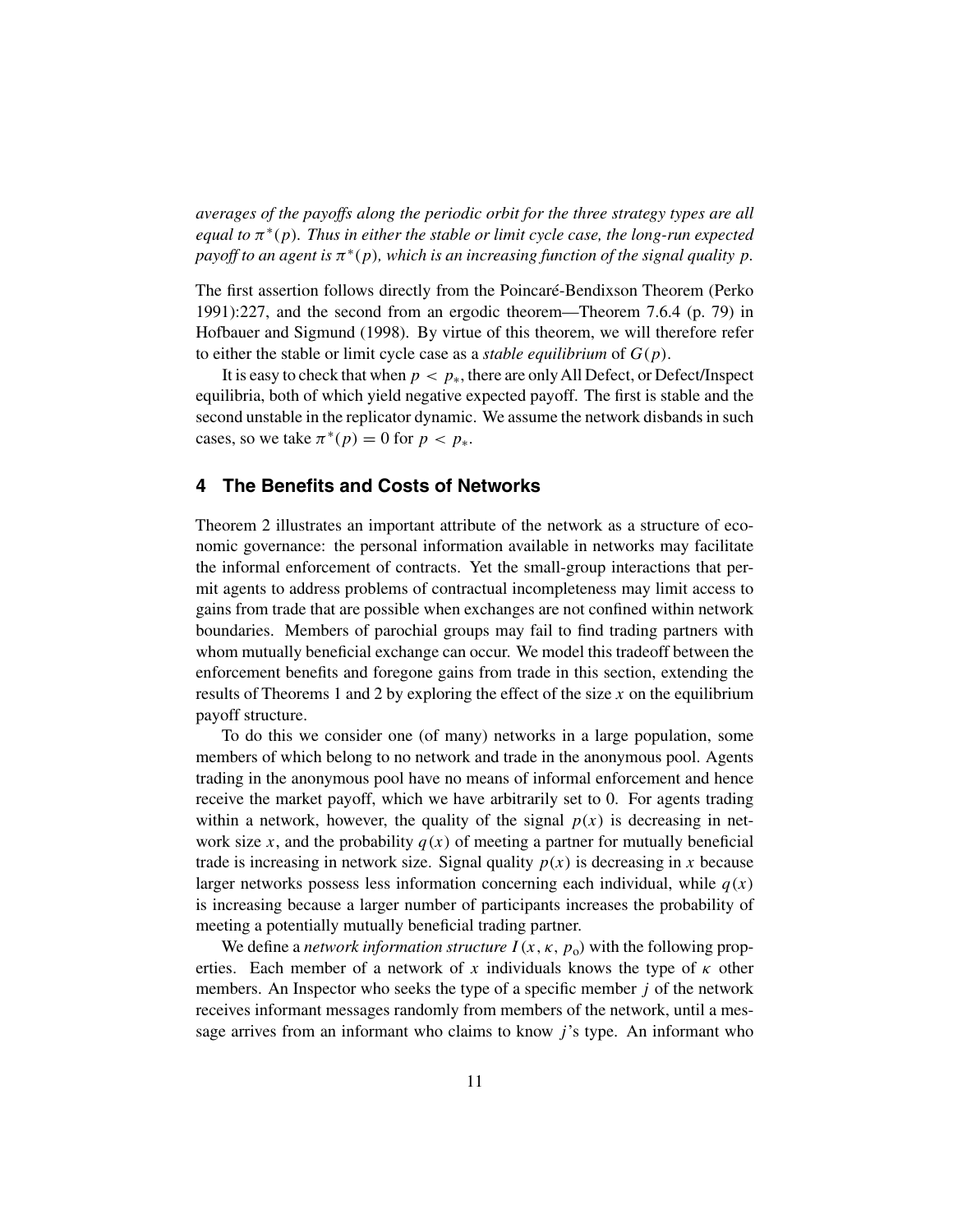*averages of the payoffs along the periodic orbit for the three strategy types are all equal to $\pi^*(p)$. Thus in either the stable or limit cycle case, the long-run expected payoff to an agent is $\pi^*(p)$, which is an increasing function of the signal quality $p$.*

The first assertion follows directly from the Poincaré-Bendixson Theorem (Perko 1991):227, and the second from an ergodic theorem—Theorem 7.6.4 (p. 79) in Hofbauer and Sigmund (1998). By virtue of this theorem, we will therefore refer to either the stable or limit cycle case as a *stable equilibrium* of $G(p)$.

It is easy to check that when $p < p_*$, there are only All Defect, or Defect/Inspect equilibria, both of which yield negative expected payoff. The first is stable and the second unstable in the replicator dynamic. We assume the network disbands in such cases, so we take $\pi^*(p) = 0$ for $p < p_*$.

## 4 The Benefits and Costs of Networks

Theorem 2 illustrates an important attribute of the network as a structure of economic governance: the personal information available in networks may facilitate the informal enforcement of contracts. Yet the small-group interactions that permit agents to address problems of contractual incompleteness may limit access to gains from trade that are possible when exchanges are not confined within network boundaries. Members of parochial groups may fail to find trading partners with whom mutually beneficial exchange can occur. We model this tradeoff between the enforcement benefits and foregone gains from trade in this section, extending the results of Theorems 1 and 2 by exploring the effect of the size $x$ on the equilibrium payoff structure.

To do this we consider one (of many) networks in a large population, some members of which belong to no network and trade in the anonymous pool. Agents trading in the anonymous pool have no means of informal enforcement and hence receive the market payoff, which we have arbitrarily set to 0. For agents trading within a network, however, the quality of the signal $p(x)$ is decreasing in network size $x$, and the probability $q(x)$ of meeting a partner for mutually beneficial trade is increasing in network size. Signal quality $p(x)$ is decreasing in $x$ because larger networks possess less information concerning each individual, while $q(x)$ is increasing because a larger number of participants increases the probability of meeting a potentially mutually beneficial trading partner.

We define a *network information structure* $I(x, \kappa, p_o)$ with the following properties. Each member of a network of $x$ individuals knows the type of $\kappa$ other members. An Inspector who seeks the type of a specific member $j$ of the network receives informant messages randomly from members of the network, until a message arrives from an informant who claims to know $j$'s type. An informant who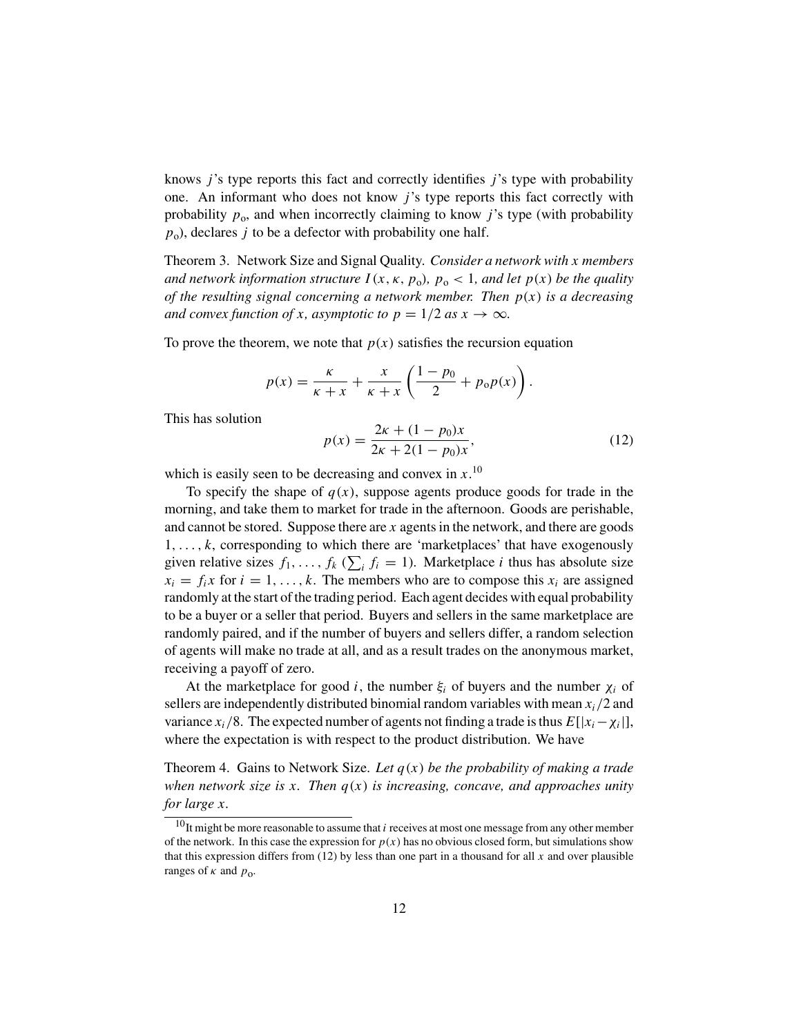knows $j$'s type reports this fact and correctly identifies $j$'s type with probability one. An informant who does not know $j$'s type reports this fact correctly with probability $p_o$, and when incorrectly claiming to know $j$'s type (with probability $p_o$), declares $j$ to be a defector with probability one half.

Theorem 3. Network Size and Signal Quality. *Consider a network with $x$ members and network information structure $I(x, \kappa, p_o)$, $p_o < 1$, and let $p(x)$ be the quality of the resulting signal concerning a network member. Then $p(x)$ is a decreasing and convex function of $x$, asymptotic to $p = 1/2$ as $x \to \infty$.*

To prove the theorem, we note that $p(x)$ satisfies the recursion equation

$$p(x) = \frac{\kappa}{\kappa + x} + \frac{x}{\kappa + x}\left(\frac{1 - p_0}{2} + p_o p(x)\right).$$

This has solution

$$p(x) = \frac{2\kappa + (1 - p_0)x}{2\kappa + 2(1 - p_0)x}, \tag{12}$$

which is easily seen to be decreasing and convex in $x$.[10]

To specify the shape of $q(x)$, suppose agents produce goods for trade in the morning, and take them to market for trade in the afternoon. Goods are perishable, and cannot be stored. Suppose there are $x$ agents in the network, and there are goods $1, \ldots, k$, corresponding to which there are 'marketplaces' that have exogenously given relative sizes $f_1, \ldots, f_k$ ($\sum_i f_i = 1$). Marketplace $i$ thus has absolute size $x_i = f_i x$ for $i = 1, \ldots, k$. The members who are to compose this $x_i$ are assigned randomly at the start of the trading period. Each agent decides with equal probability to be a buyer or a seller that period. Buyers and sellers in the same marketplace are randomly paired, and if the number of buyers and sellers differ, a random selection of agents will make no trade at all, and as a result trades on the anonymous market, receiving a payoff of zero.

At the marketplace for good $i$, the number $\xi_i$ of buyers and the number $\chi_i$ of sellers are independently distributed binomial random variables with mean $x_i/2$ and variance $x_i/8$. The expected number of agents not finding a trade is thus $E[|x_i - \chi_i|]$, where the expectation is with respect to the product distribution. We have

Theorem 4. Gains to Network Size. *Let $q(x)$ be the probability of making a trade when network size is $x$. Then $q(x)$ is increasing, concave, and approaches unity for large $x$.*

[10] It might be more reasonable to assume that $i$ receives at most one message from any other member of the network. In this case the expression for $p(x)$ has no obvious closed form, but simulations show that this expression differs from (12) by less than one part in a thousand for all $x$ and over plausible ranges of $\kappa$ and $p_o$.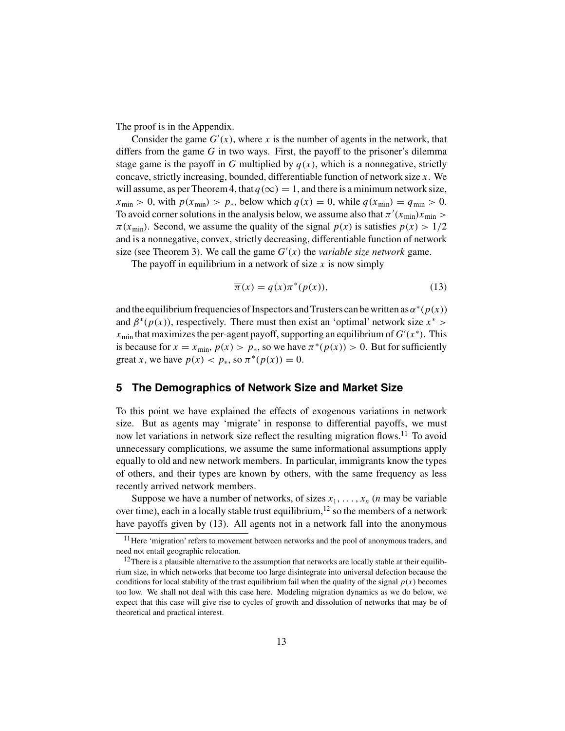The proof is in the Appendix.

Consider the game $G'(x)$, where $x$ is the number of agents in the network, that differs from the game $G$ in two ways. First, the payoff to the prisoner's dilemma stage game is the payoff in $G$ multiplied by $q(x)$, which is a nonnegative, strictly concave, strictly increasing, bounded, differentiable function of network size $x$. We will assume, as per Theorem 4, that $q(\infty) = 1$, and there is a minimum network size, $x_{\min} > 0$, with $p(x_{\min}) > p_*$, below which $q(x) = 0$, while $q(x_{\min}) = q_{\min} > 0$. To avoid corner solutions in the analysis below, we assume also that $\pi'(x_{\min})x_{\min} > \pi(x_{\min})$. Second, we assume the quality of the signal $p(x)$ is satisfies $p(x) > 1/2$ and is a nonnegative, convex, strictly decreasing, differentiable function of network size (see Theorem 3). We call the game $G'(x)$ the *variable size network* game.

The payoff in equilibrium in a network of size $x$ is now simply

$$\overline{\pi}(x) = q(x)\pi^*(p(x)), \tag{13}$$

and the equilibrium frequencies of Inspectors and Trusters can be written as $\alpha^*(p(x))$ and $\beta^*(p(x))$, respectively. There must then exist an 'optimal' network size $x^* > x_{\min}$ that maximizes the per-agent payoff, supporting an equilibrium of $G'(x^*)$. This is because for $x = x_{\min}$, $p(x) > p_*$, so we have $\pi^*(p(x)) > 0$. But for sufficiently great $x$, we have $p(x) < p_*$, so $\pi^*(p(x)) = 0$.

## 5 The Demographics of Network Size and Market Size

To this point we have explained the effects of exogenous variations in network size. But as agents may 'migrate' in response to differential payoffs, we must now let variations in network size reflect the resulting migration flows.[11] To avoid unnecessary complications, we assume the same informational assumptions apply equally to old and new network members. In particular, immigrants know the types of others, and their types are known by others, with the same frequency as less recently arrived network members.

Suppose we have a number of networks, of sizes $x_1, \ldots, x_n$ ($n$ may be variable over time), each in a locally stable trust equilibrium,[12] so the members of a network have payoffs given by (13). All agents not in a network fall into the anonymous

[11] Here 'migration' refers to movement between networks and the pool of anonymous traders, and need not entail geographic relocation.

[12] There is a plausible alternative to the assumption that networks are locally stable at their equilibrium size, in which networks that become too large disintegrate into universal defection because the conditions for local stability of the trust equilibrium fail when the quality of the signal $p(x)$ becomes too low. We shall not deal with this case here. Modeling migration dynamics as we do below, we expect that this case will give rise to cycles of growth and dissolution of networks that may be of theoretical and practical interest.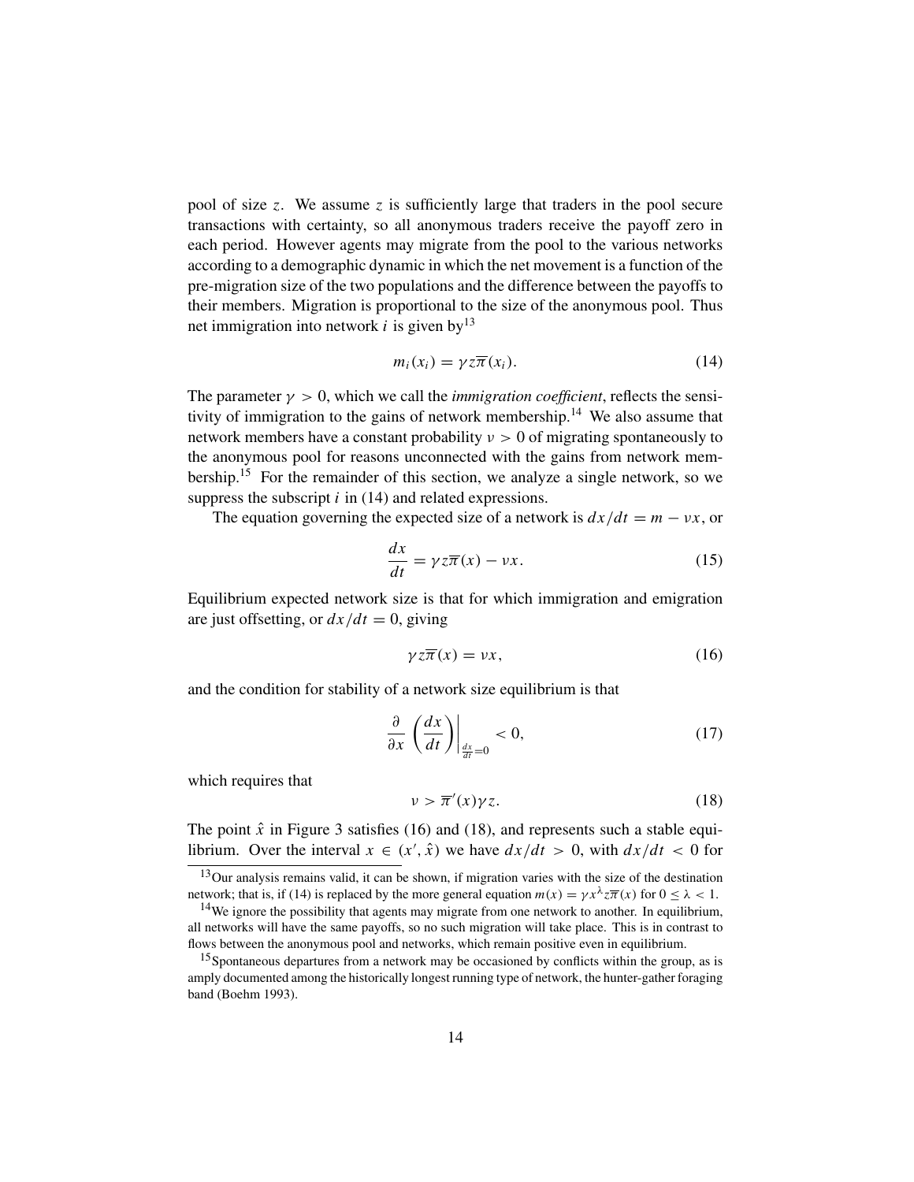pool of size $z$. We assume $z$ is sufficiently large that traders in the pool secure transactions with certainty, so all anonymous traders receive the payoff zero in each period. However agents may migrate from the pool to the various networks according to a demographic dynamic in which the net movement is a function of the pre-migration size of the two populations and the difference between the payoffs to their members. Migration is proportional to the size of the anonymous pool. Thus net immigration into network $i$ is given by[13]

$$m_i(x_i) = \gamma z \overline{\pi}(x_i). \tag{14}$$

The parameter $\gamma > 0$, which we call the *immigration coefficient*, reflects the sensitivity of immigration to the gains of network membership.[14] We also assume that network members have a constant probability $\nu > 0$ of migrating spontaneously to the anonymous pool for reasons unconnected with the gains from network membership.[15] For the remainder of this section, we analyze a single network, so we suppress the subscript $i$ in (14) and related expressions.

The equation governing the expected size of a network is $dx/dt = m - \nu x$, or

$$\frac{dx}{dt} = \gamma z \overline{\pi}(x) - \nu x. \tag{15}$$

Equilibrium expected network size is that for which immigration and emigration are just offsetting, or $dx/dt = 0$, giving

$$\gamma z \overline{\pi}(x) = \nu x, \tag{16}$$

and the condition for stability of a network size equilibrium is that

$$\frac{\partial}{\partial x}\left(\frac{dx}{dt}\right)\bigg|_{\frac{dx}{dt}=0} < 0, \tag{17}$$

which requires that

$$\nu > \overline{\pi}'(x)\gamma z. \tag{18}$$

The point $\hat{x}$ in Figure 3 satisfies (16) and (18), and represents such a stable equilibrium. Over the interval $x \in (x', \hat{x})$ we have $dx/dt > 0$, with $dx/dt < 0$ for

---

[13] Our analysis remains valid, it can be shown, if migration varies with the size of the destination network; that is, if (14) is replaced by the more general equation $m(x) = \gamma x^{\lambda} z \overline{\pi}(x)$ for $0 \leq \lambda < 1$.

[14] We ignore the possibility that agents may migrate from one network to another. In equilibrium, all networks will have the same payoffs, so no such migration will take place. This is in contrast to flows between the anonymous pool and networks, which remain positive even in equilibrium.

[15] Spontaneous departures from a network may be occasioned by conflicts within the group, as is amply documented among the historically longest running type of network, the hunter-gather foraging band (Boehm 1993).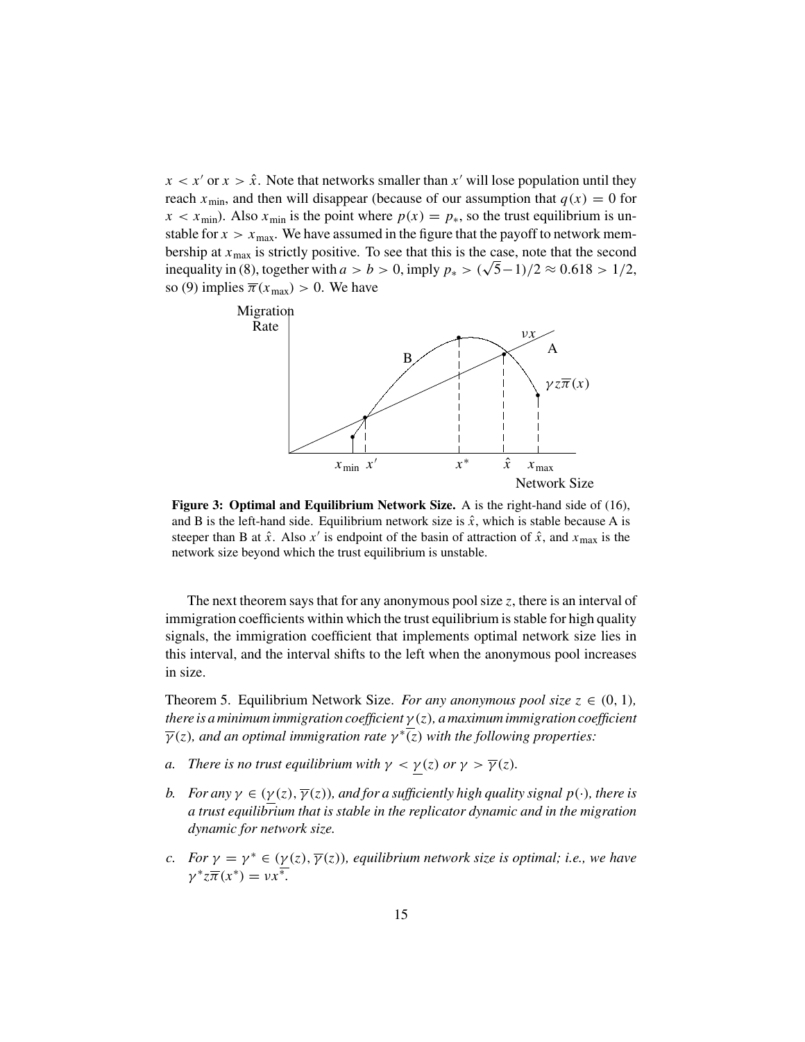$x < x'$ or $x > \hat{x}$. Note that networks smaller than $x'$ will lose population until they reach $x_{\min}$, and then will disappear (because of our assumption that $q(x) = 0$ for $x < x_{\min}$). Also $x_{\min}$ is the point where $p(x) = p_*$, so the trust equilibrium is unstable for $x > x_{\max}$. We have assumed in the figure that the payoff to network membership at $x_{\max}$ is strictly positive. To see that this is the case, note that the second inequality in (8), together with $a > b > 0$, imply $p_* > (\sqrt{5}-1)/2 \approx 0.618 > 1/2$, so (9) implies $\overline{\pi}(x_{\max}) > 0$. We have

**Figure 3: Optimal and Equilibrium Network Size.** A is the right-hand side of (16), and B is the left-hand side. Equilibrium network size is $\hat{x}$, which is stable because A is steeper than B at $\hat{x}$. Also $x'$ is endpoint of the basin of attraction of $\hat{x}$, and $x_{\max}$ is the network size beyond which the trust equilibrium is unstable.

The next theorem says that for any anonymous pool size $z$, there is an interval of immigration coefficients within which the trust equilibrium is stable for high quality signals, the immigration coefficient that implements optimal network size lies in this interval, and the interval shifts to the left when the anonymous pool increases in size.

Theorem 5. Equilibrium Network Size. *For any anonymous pool size $z \in (0, 1)$, there is a minimum immigration coefficient $\underline{\gamma}(z)$, a maximum immigration coefficient $\overline{\gamma}(z)$, and an optimal immigration rate $\gamma^*(z)$ with the following properties:*

a. *There is no trust equilibrium with $\gamma < \underline{\gamma}(z)$ or $\gamma > \overline{\gamma}(z)$.*

b. *For any $\gamma \in (\underline{\gamma}(z), \overline{\gamma}(z))$, and for a sufficiently high quality signal $p(\cdot)$, there is a trust equilibrium that is stable in the replicator dynamic and in the migration dynamic for network size.*

c. *For $\gamma = \gamma^* \in (\underline{\gamma}(z), \overline{\gamma}(z))$, equilibrium network size is optimal; i.e., we have $\gamma^* z\overline{\pi}(x^*) = \nu x^*$.*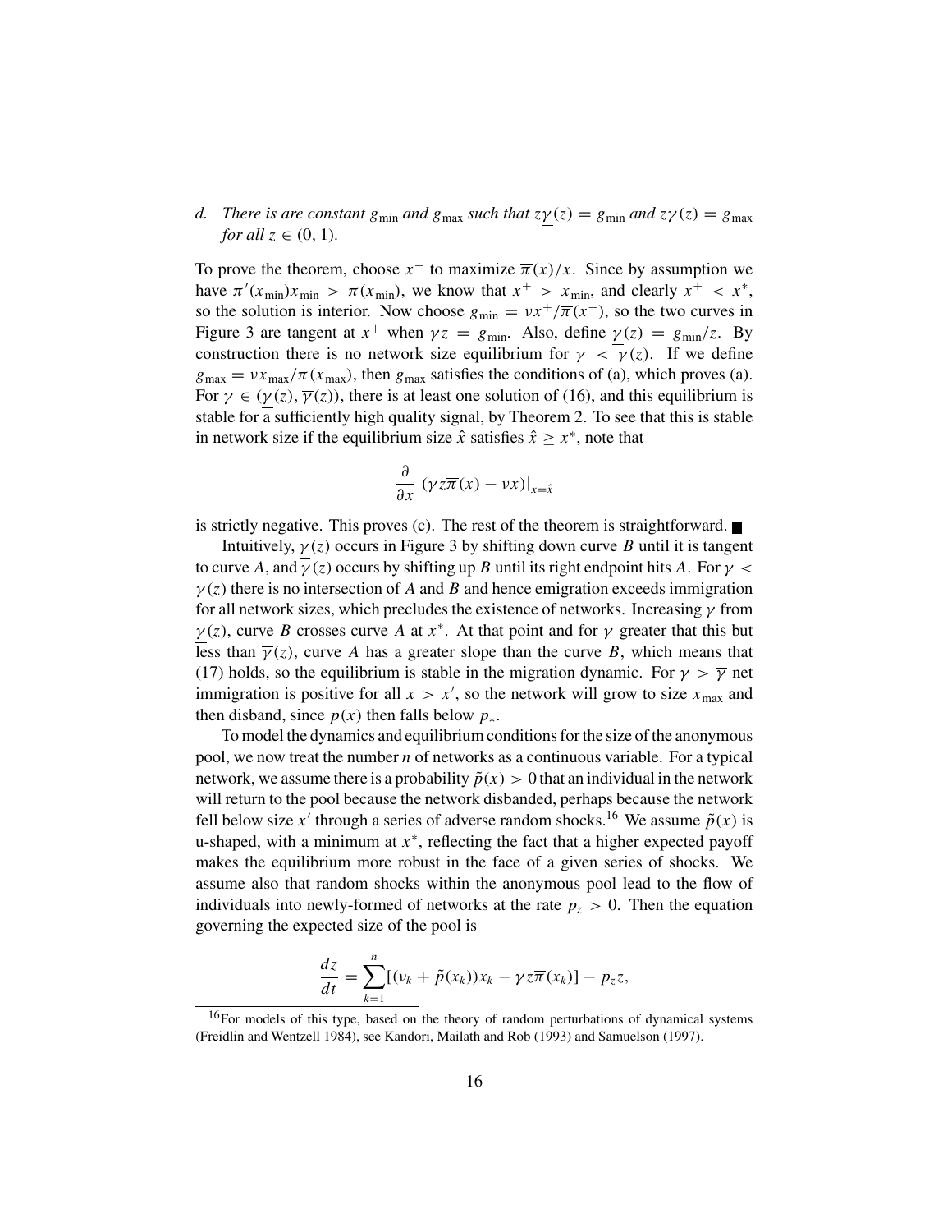*d. There is are constant $g_{\min}$ and $g_{\max}$ such that $z\underline{\gamma}(z) = g_{\min}$ and $z\overline{\gamma}(z) = g_{\max}$ for all $z \in (0, 1)$.*

To prove the theorem, choose $x^+$ to maximize $\overline{\pi}(x)/x$. Since by assumption we have $\pi'(x_{\min})x_{\min} > \pi(x_{\min})$, we know that $x^+ > x_{\min}$, and clearly $x^+ < x^*$, so the solution is interior. Now choose $g_{\min} = \nu x^+/\overline{\pi}(x^+)$, so the two curves in Figure 3 are tangent at $x^+$ when $\gamma z = g_{\min}$. Also, define $\underline{\gamma}(z) = g_{\min}/z$. By construction there is no network size equilibrium for $\gamma < \underline{\gamma}(z)$. If we define $g_{\max} = \nu x_{\max}/\overline{\pi}(x_{\max})$, then $g_{\max}$ satisfies the conditions of (a), which proves (a). For $\gamma \in (\underline{\gamma}(z), \overline{\gamma}(z))$, there is at least one solution of (16), and this equilibrium is stable for a sufficiently high quality signal, by Theorem 2. To see that this is stable in network size if the equilibrium size $\hat{x}$ satisfies $\hat{x} \geq x^*$, note that

$$\frac{\partial}{\partial x} \left. (\gamma z \overline{\pi}(x) - \nu x) \right|_{x=\hat{x}}$$

is strictly negative. This proves (c). The rest of the theorem is straightforward. ■

Intuitively, $\underline{\gamma}(z)$ occurs in Figure 3 by shifting down curve $B$ until it is tangent to curve $A$, and $\overline{\gamma}(z)$ occurs by shifting up $B$ until its right endpoint hits $A$. For $\gamma < \underline{\gamma}(z)$ there is no intersection of $A$ and $B$ and hence emigration exceeds immigration for all network sizes, which precludes the existence of networks. Increasing $\gamma$ from $\underline{\gamma}(z)$, curve $B$ crosses curve $A$ at $x^*$. At that point and for $\gamma$ greater that this but less than $\overline{\gamma}(z)$, curve $A$ has a greater slope than the curve $B$, which means that (17) holds, so the equilibrium is stable in the migration dynamic. For $\gamma > \overline{\gamma}$ net immigration is positive for all $x > x'$, so the network will grow to size $x_{\max}$ and then disband, since $p(x)$ then falls below $p_*$.

To model the dynamics and equilibrium conditions for the size of the anonymous pool, we now treat the number $n$ of networks as a continuous variable. For a typical network, we assume there is a probability $\tilde{p}(x) > 0$ that an individual in the network will return to the pool because the network disbanded, perhaps because the network fell below size $x'$ through a series of adverse random shocks.[16] We assume $\tilde{p}(x)$ is u-shaped, with a minimum at $x^*$, reflecting the fact that a higher expected payoff makes the equilibrium more robust in the face of a given series of shocks. We assume also that random shocks within the anonymous pool lead to the flow of individuals into newly-formed of networks at the rate $p_z > 0$. Then the equation governing the expected size of the pool is

$$\frac{dz}{dt} = \sum_{k=1}^{n} [(\nu_k + \tilde{p}(x_k))x_k - \gamma z \overline{\pi}(x_k)] - p_z z,$$

[16] For models of this type, based on the theory of random perturbations of dynamical systems (Freidlin and Wentzell 1984), see Kandori, Mailath and Rob (1993) and Samuelson (1997).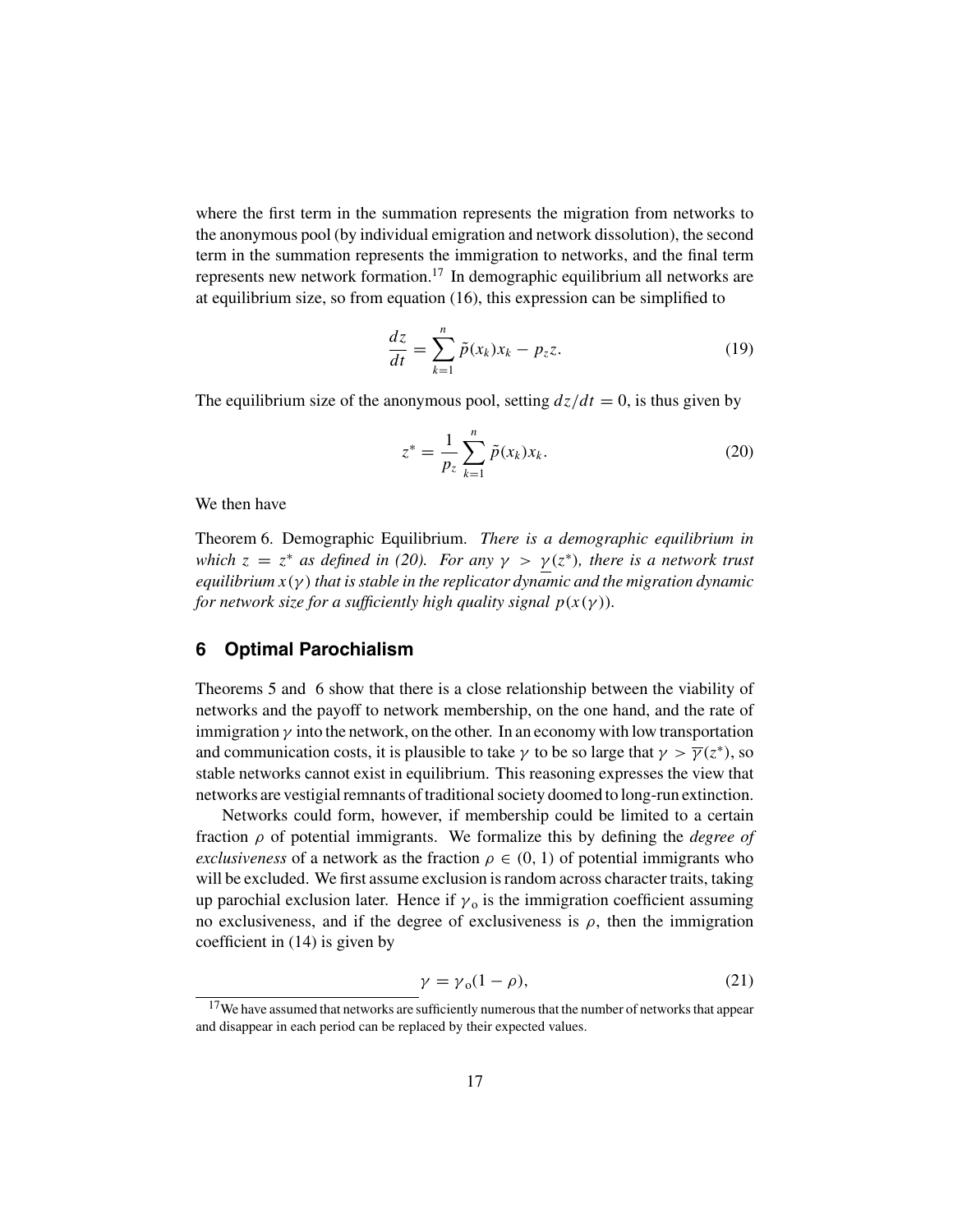where the first term in the summation represents the migration from networks to the anonymous pool (by individual emigration and network dissolution), the second term in the summation represents the immigration to networks, and the final term represents new network formation.[17] In demographic equilibrium all networks are at equilibrium size, so from equation (16), this expression can be simplified to

$$\frac{dz}{dt} = \sum_{k=1}^{n} \tilde{p}(x_k)x_k - p_z z. \tag{19}$$

The equilibrium size of the anonymous pool, setting $dz/dt = 0$, is thus given by

$$z^* = \frac{1}{p_z} \sum_{k=1}^{n} \tilde{p}(x_k)x_k. \tag{20}$$

We then have

Theorem 6. Demographic Equilibrium. *There is a demographic equilibrium in which $z = z^*$ as defined in (20). For any $\gamma > \underline{\gamma}(z^*)$, there is a network trust equilibrium $x(\gamma)$ that is stable in the replicator dynamic and the migration dynamic for network size for a sufficiently high quality signal $p(x(\gamma))$.*

## 6 Optimal Parochialism

Theorems 5 and 6 show that there is a close relationship between the viability of networks and the payoff to network membership, on the one hand, and the rate of immigration $\gamma$ into the network, on the other. In an economy with low transportation and communication costs, it is plausible to take $\gamma$ to be so large that $\gamma > \overline{\gamma}(z^*)$, so stable networks cannot exist in equilibrium. This reasoning expresses the view that networks are vestigial remnants of traditional society doomed to long-run extinction.

Networks could form, however, if membership could be limited to a certain fraction $\rho$ of potential immigrants. We formalize this by defining the *degree of exclusiveness* of a network as the fraction $\rho \in (0, 1)$ of potential immigrants who will be excluded. We first assume exclusion is random across character traits, taking up parochial exclusion later. Hence if $\gamma_o$ is the immigration coefficient assuming no exclusiveness, and if the degree of exclusiveness is $\rho$, then the immigration coefficient in (14) is given by

$$\gamma = \gamma_o(1 - \rho), \tag{21}$$

[17] We have assumed that networks are sufficiently numerous that the number of networks that appear and disappear in each period can be replaced by their expected values.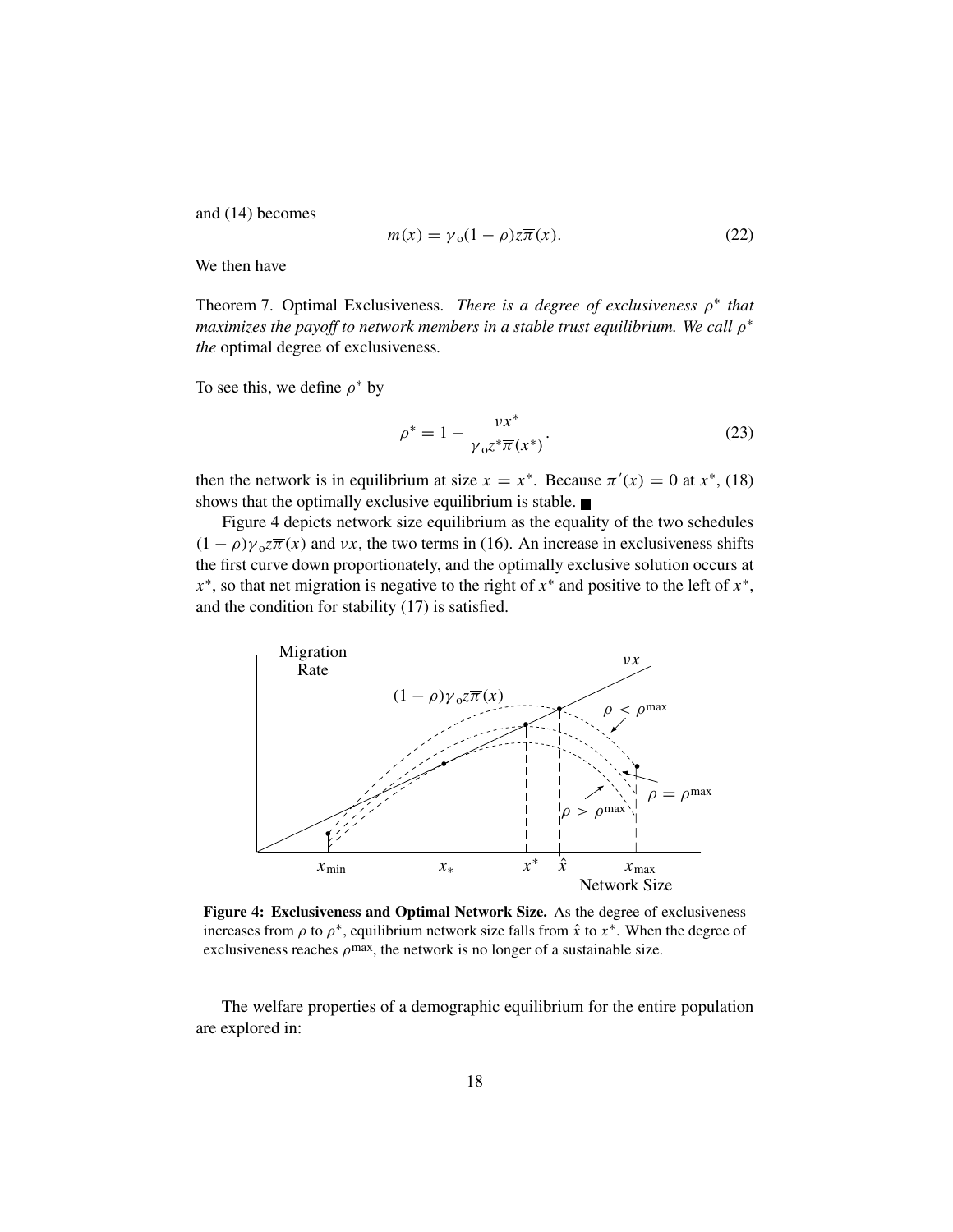and (14) becomes

$$m(x) = \gamma_{o}(1-\rho)z\overline{\pi}(x). \tag{22}$$

We then have

Theorem 7. Optimal Exclusiveness. *There is a degree of exclusiveness $\rho^*$ that maximizes the payoff to network members in a stable trust equilibrium. We call $\rho^*$ the* optimal degree of exclusiveness.

To see this, we define $\rho^*$ by

$$\rho^* = 1 - \frac{\nu x^*}{\gamma_{o} z^* \overline{\pi}(x^*)}. \tag{23}$$

then the network is in equilibrium at size $x = x^*$. Because $\overline{\pi}'(x) = 0$ at $x^*$, (18) shows that the optimally exclusive equilibrium is stable. ■

Figure 4 depicts network size equilibrium as the equality of the two schedules $(1-\rho)\gamma_{o}z\overline{\pi}(x)$ and $\nu x$, the two terms in (16). An increase in exclusiveness shifts the first curve down proportionately, and the optimally exclusive solution occurs at $x^*$, so that net migration is negative to the right of $x^*$ and positive to the left of $x^*$, and the condition for stability (17) is satisfied.

**Figure 4: Exclusiveness and Optimal Network Size.** As the degree of exclusiveness increases from $\rho$ to $\rho^*$, equilibrium network size falls from $\hat{x}$ to $x^*$. When the degree of exclusiveness reaches $\rho^{\max}$, the network is no longer of a sustainable size.

The welfare properties of a demographic equilibrium for the entire population are explored in: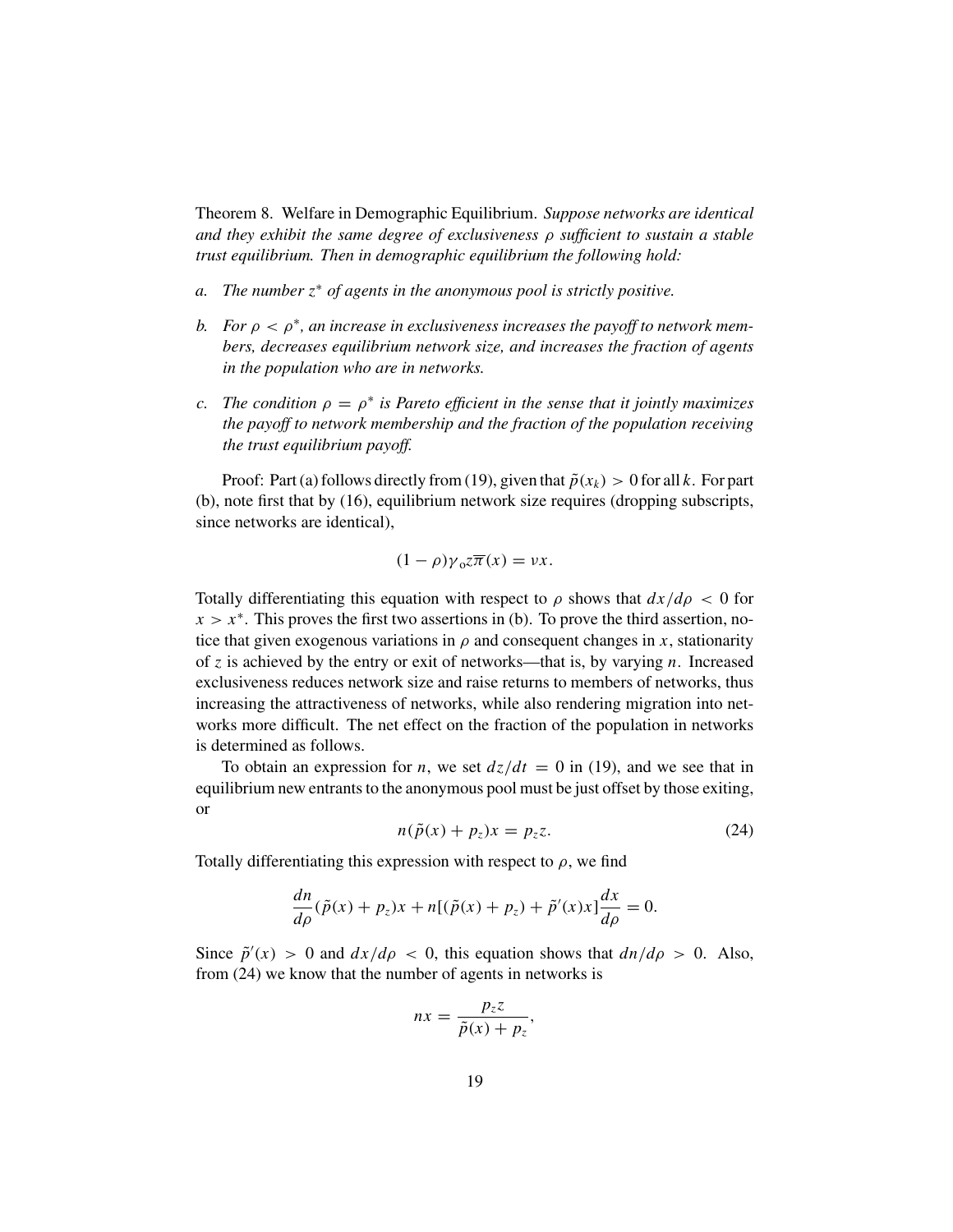Theorem 8. Welfare in Demographic Equilibrium. *Suppose networks are identical and they exhibit the same degree of exclusiveness $\rho$ sufficient to sustain a stable trust equilibrium. Then in demographic equilibrium the following hold:*

a. *The number $z^*$ of agents in the anonymous pool is strictly positive.*

b. *For $\rho < \rho^*$, an increase in exclusiveness increases the payoff to network members, decreases equilibrium network size, and increases the fraction of agents in the population who are in networks.*

c. *The condition $\rho = \rho^*$ is Pareto efficient in the sense that it jointly maximizes the payoff to network membership and the fraction of the population receiving the trust equilibrium payoff.*

Proof: Part (a) follows directly from (19), given that $\tilde{p}(x_k) > 0$ for all $k$. For part (b), note first that by (16), equilibrium network size requires (dropping subscripts, since networks are identical),

$$(1-\rho)\gamma_o z\overline{\pi}(x) = \nu x.$$

Totally differentiating this equation with respect to $\rho$ shows that $dx/d\rho < 0$ for $x > x^*$. This proves the first two assertions in (b). To prove the third assertion, notice that given exogenous variations in $\rho$ and consequent changes in $x$, stationarity of $z$ is achieved by the entry or exit of networks—that is, by varying $n$. Increased exclusiveness reduces network size and raise returns to members of networks, thus increasing the attractiveness of networks, while also rendering migration into networks more difficult. The net effect on the fraction of the population in networks is determined as follows.

To obtain an expression for $n$, we set $dz/dt = 0$ in (19), and we see that in equilibrium new entrants to the anonymous pool must be just offset by those exiting, or

$$n(\tilde{p}(x) + p_z)x = p_z z. \tag{24}$$

Totally differentiating this expression with respect to $\rho$, we find

$$\frac{dn}{d\rho}(\tilde{p}(x) + p_z)x + n[(\tilde{p}(x) + p_z) + \tilde{p}'(x)x]\frac{dx}{d\rho} = 0.$$

Since $\tilde{p}'(x) > 0$ and $dx/d\rho < 0$, this equation shows that $dn/d\rho > 0$. Also, from (24) we know that the number of agents in networks is

$$nx = \frac{p_z z}{\tilde{p}(x) + p_z},$$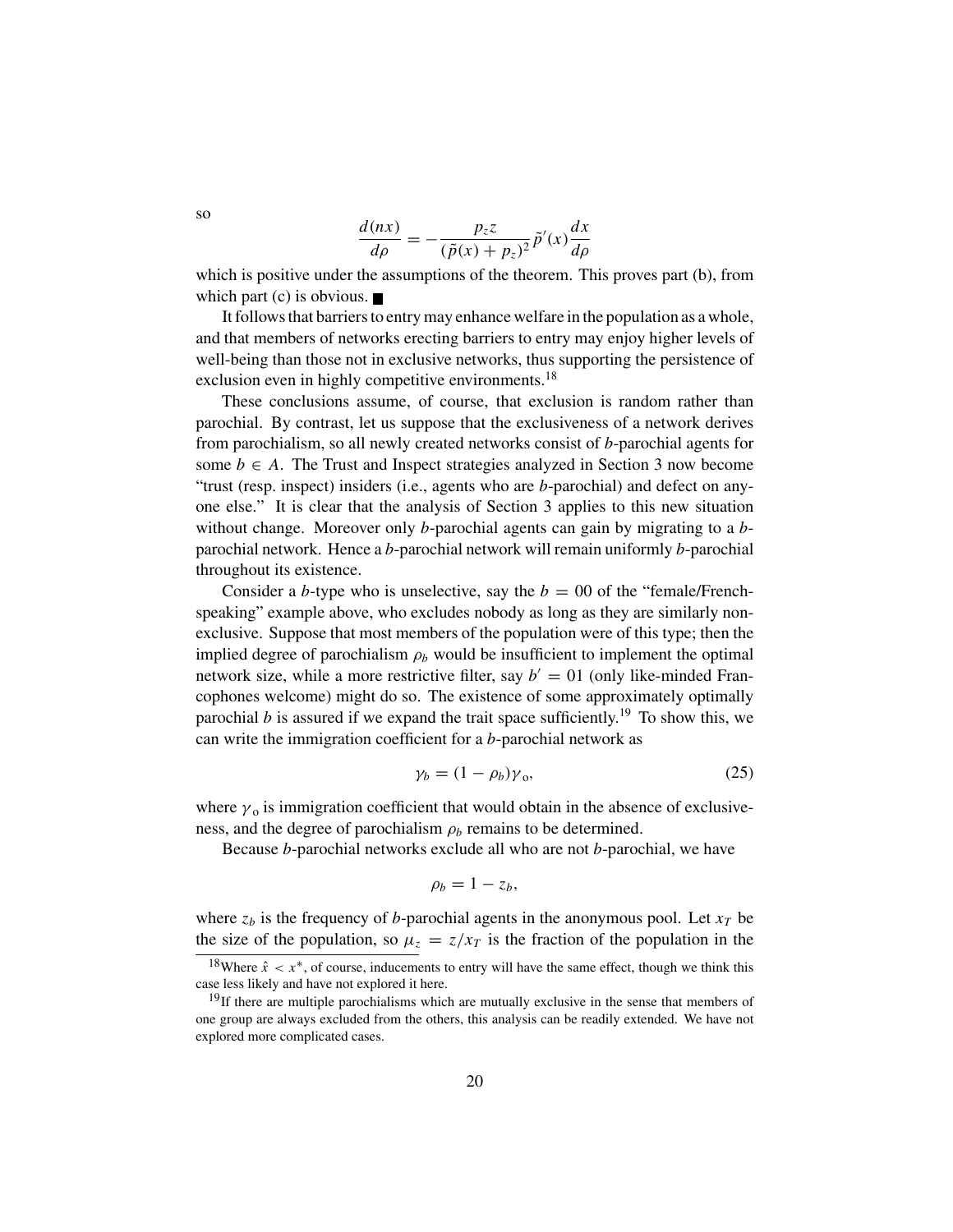so

$$\frac{d(nx)}{d\rho} = -\frac{p_z z}{(\tilde{p}(x) + p_z)^2}\tilde{p}'(x)\frac{dx}{d\rho}$$

which is positive under the assumptions of the theorem. This proves part (b), from which part (c) is obvious. ■

It follows that barriers to entry may enhance welfare in the population as a whole, and that members of networks erecting barriers to entry may enjoy higher levels of well-being than those not in exclusive networks, thus supporting the persistence of exclusion even in highly competitive environments.[18]

These conclusions assume, of course, that exclusion is random rather than parochial. By contrast, let us suppose that the exclusiveness of a network derives from parochialism, so all newly created networks consist of $b$-parochial agents for some $b \in A$. The Trust and Inspect strategies analyzed in Section 3 now become "trust (resp. inspect) insiders (i.e., agents who are $b$-parochial) and defect on anyone else." It is clear that the analysis of Section 3 applies to this new situation without change. Moreover only $b$-parochial agents can gain by migrating to a $b$-parochial network. Hence a $b$-parochial network will remain uniformly $b$-parochial throughout its existence.

Consider a $b$-type who is unselective, say the $b = 00$ of the "female/French-speaking" example above, who excludes nobody as long as they are similarly non-exclusive. Suppose that most members of the population were of this type; then the implied degree of parochialism $\rho_b$ would be insufficient to implement the optimal network size, while a more restrictive filter, say $b' = 01$ (only like-minded Francophones welcome) might do so. The existence of some approximately optimally parochial $b$ is assured if we expand the trait space sufficiently.[19] To show this, we can write the immigration coefficient for a $b$-parochial network as

$$\gamma_b = (1 - \rho_b)\gamma_o, \tag{25}$$

where $\gamma_o$ is immigration coefficient that would obtain in the absence of exclusiveness, and the degree of parochialism $\rho_b$ remains to be determined.

Because $b$-parochial networks exclude all who are not $b$-parochial, we have

$$\rho_b = 1 - z_b,$$

where $z_b$ is the frequency of $b$-parochial agents in the anonymous pool. Let $x_T$ be the size of the population, so $\mu_z = z/x_T$ is the fraction of the population in the

[18] Where $\hat{x} < x^*$, of course, inducements to entry will have the same effect, though we think this case less likely and have not explored it here.

[19] If there are multiple parochialisms which are mutually exclusive in the sense that members of one group are always excluded from the others, this analysis can be readily extended. We have not explored more complicated cases.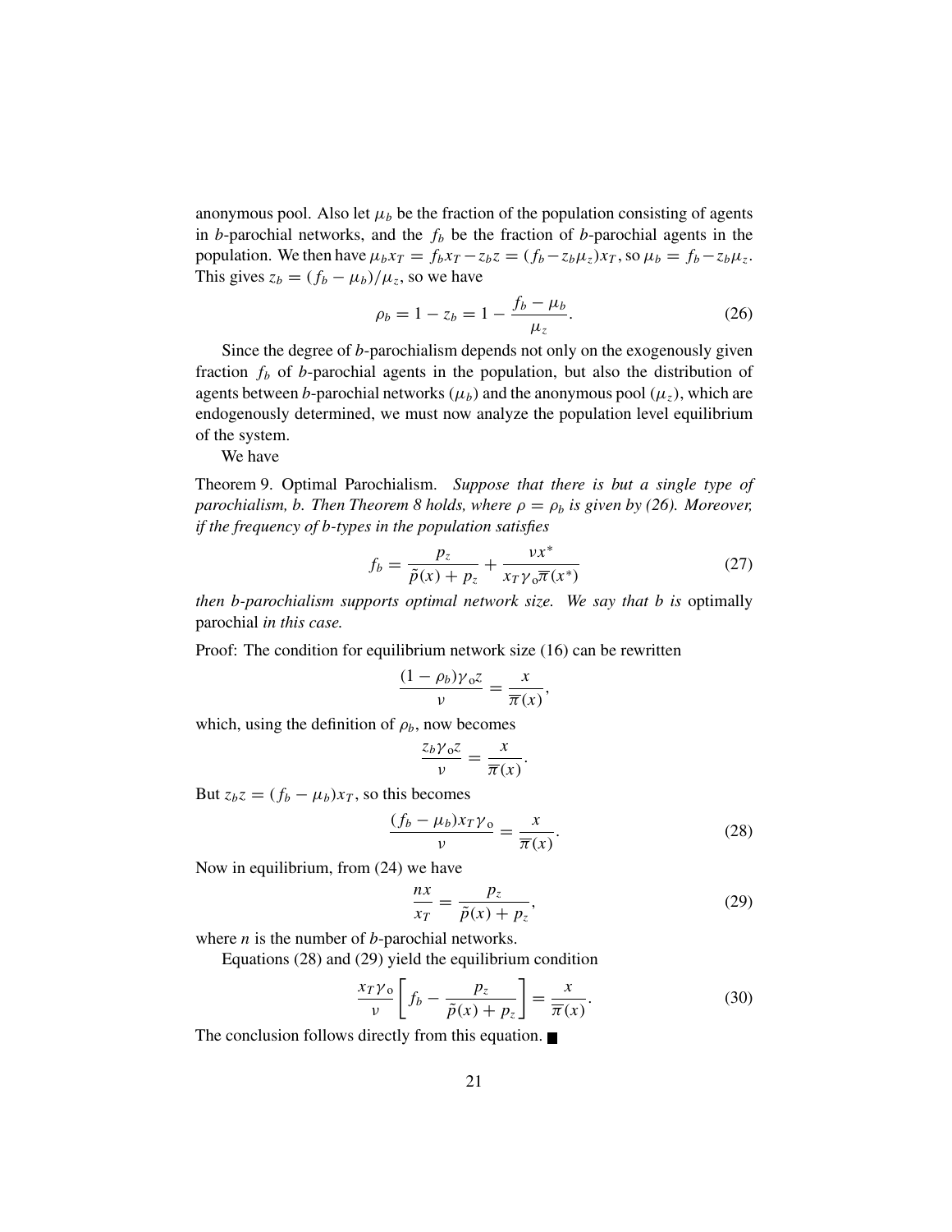anonymous pool. Also let $\mu_b$ be the fraction of the population consisting of agents in $b$-parochial networks, and the $f_b$ be the fraction of $b$-parochial agents in the population. We then have $\mu_b x_T = f_b x_T - z_b z = (f_b - z_b\mu_z)x_T$, so $\mu_b = f_b - z_b\mu_z$. This gives $z_b = (f_b - \mu_b)/\mu_z$, so we have

$$\rho_b = 1 - z_b = 1 - \frac{f_b - \mu_b}{\mu_z}. \tag{26}$$

Since the degree of $b$-parochialism depends not only on the exogenously given fraction $f_b$ of $b$-parochial agents in the population, but also the distribution of agents between $b$-parochial networks ($\mu_b$) and the anonymous pool ($\mu_z$), which are endogenously determined, we must now analyze the population level equilibrium of the system.

We have

Theorem 9. Optimal Parochialism. *Suppose that there is but a single type of parochialism, $b$. Then Theorem 8 holds, where $\rho = \rho_b$ is given by (26). Moreover, if the frequency of $b$-types in the population satisfies*

$$f_b = \frac{p_z}{\tilde{p}(x) + p_z} + \frac{\nu x^*}{x_T\gamma_{\mathrm{o}}\overline{\pi}(x^*)} \tag{27}$$

*then $b$-parochialism supports optimal network size. We say that $b$ is* optimally parochial *in this case.*

Proof: The condition for equilibrium network size (16) can be rewritten

$$\frac{(1-\rho_b)\gamma_{\mathrm{o}} z}{\nu} = \frac{x}{\overline{\pi}(x)},$$

which, using the definition of $\rho_b$, now becomes

$$\frac{z_b\gamma_{\mathrm{o}} z}{\nu} = \frac{x}{\overline{\pi}(x)}.$$

But $z_b z = (f_b - \mu_b)x_T$, so this becomes

$$\frac{(f_b - \mu_b)x_T\gamma_{\mathrm{o}}}{\nu} = \frac{x}{\overline{\pi}(x)}. \tag{28}$$

Now in equilibrium, from (24) we have

$$\frac{nx}{x_T} = \frac{p_z}{\tilde{p}(x) + p_z}, \tag{29}$$

where $n$ is the number of $b$-parochial networks.

Equations (28) and (29) yield the equilibrium condition

$$\frac{x_T\gamma_{\mathrm{o}}}{\nu}\left[f_b - \frac{p_z}{\tilde{p}(x) + p_z}\right] = \frac{x}{\overline{\pi}(x)}. \tag{30}$$

The conclusion follows directly from this equation. ∎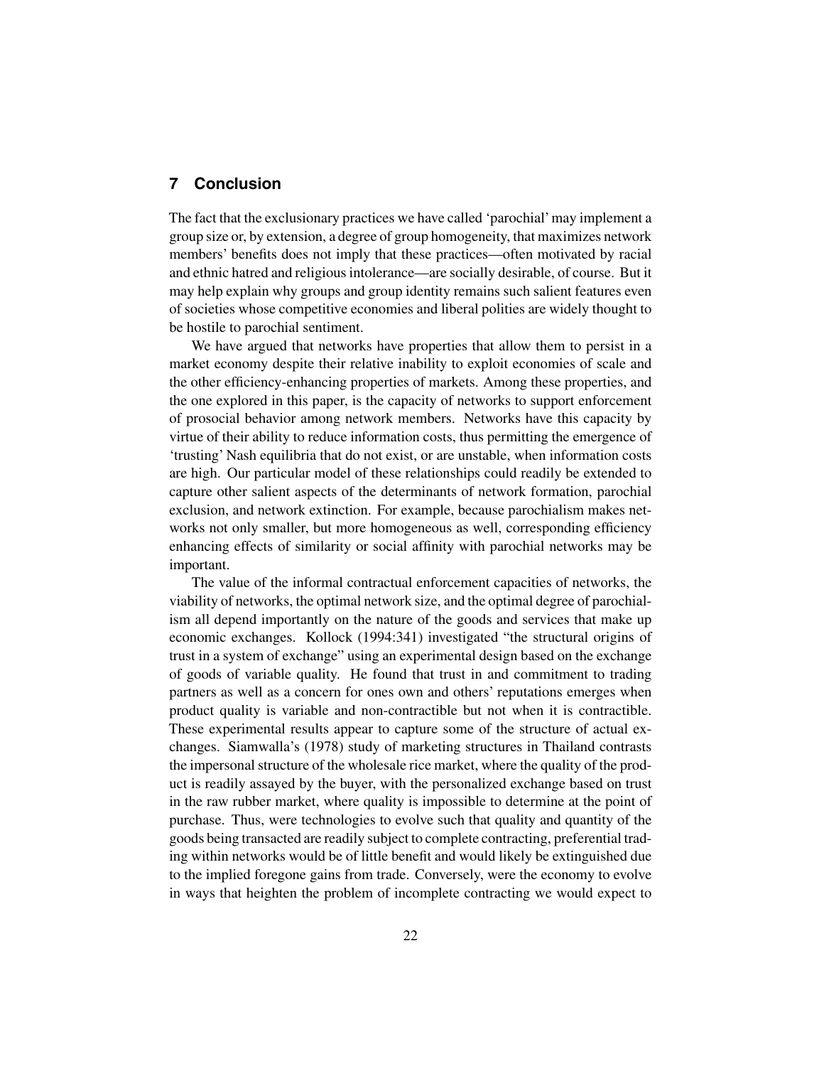## 7 Conclusion

The fact that the exclusionary practices we have called 'parochial' may implement a group size or, by extension, a degree of group homogeneity, that maximizes network members' benefits does not imply that these practices—often motivated by racial and ethnic hatred and religious intolerance—are socially desirable, of course. But it may help explain why groups and group identity remains such salient features even of societies whose competitive economies and liberal polities are widely thought to be hostile to parochial sentiment.

We have argued that networks have properties that allow them to persist in a market economy despite their relative inability to exploit economies of scale and the other efficiency-enhancing properties of markets. Among these properties, and the one explored in this paper, is the capacity of networks to support enforcement of prosocial behavior among network members. Networks have this capacity by virtue of their ability to reduce information costs, thus permitting the emergence of 'trusting' Nash equilibria that do not exist, or are unstable, when information costs are high. Our particular model of these relationships could readily be extended to capture other salient aspects of the determinants of network formation, parochial exclusion, and network extinction. For example, because parochialism makes networks not only smaller, but more homogeneous as well, corresponding efficiency enhancing effects of similarity or social affinity with parochial networks may be important.

The value of the informal contractual enforcement capacities of networks, the viability of networks, the optimal network size, and the optimal degree of parochialism all depend importantly on the nature of the goods and services that make up economic exchanges. Kollock (1994:341) investigated "the structural origins of trust in a system of exchange" using an experimental design based on the exchange of goods of variable quality. He found that trust in and commitment to trading partners as well as a concern for ones own and others' reputations emerges when product quality is variable and non-contractible but not when it is contractible. These experimental results appear to capture some of the structure of actual exchanges. Siamwalla's (1978) study of marketing structures in Thailand contrasts the impersonal structure of the wholesale rice market, where the quality of the product is readily assayed by the buyer, with the personalized exchange based on trust in the raw rubber market, where quality is impossible to determine at the point of purchase. Thus, were technologies to evolve such that quality and quantity of the goods being transacted are readily subject to complete contracting, preferential trading within networks would be of little benefit and would likely be extinguished due to the implied foregone gains from trade. Conversely, were the economy to evolve in ways that heighten the problem of incomplete contracting we would expect to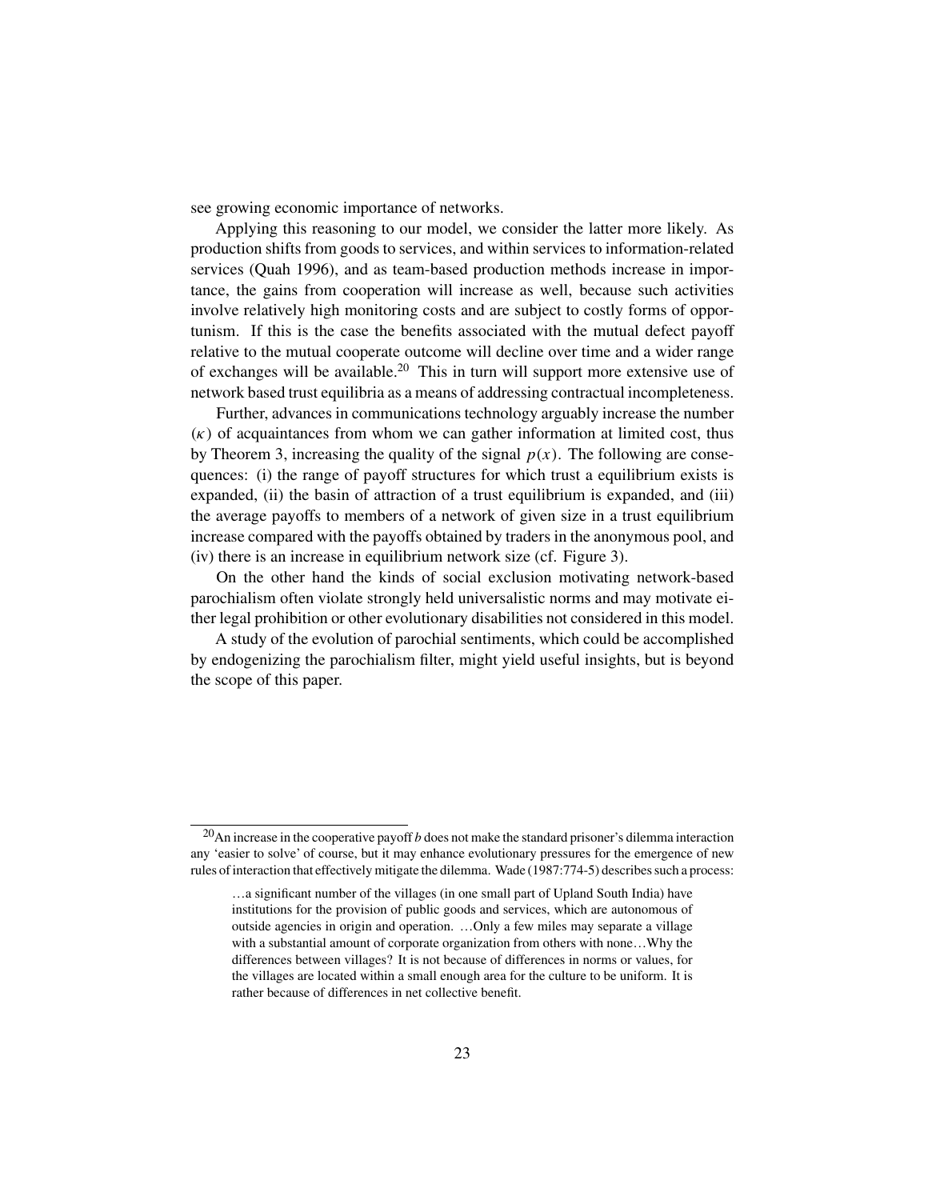see growing economic importance of networks.

Applying this reasoning to our model, we consider the latter more likely. As production shifts from goods to services, and within services to information-related services (Quah 1996), and as team-based production methods increase in importance, the gains from cooperation will increase as well, because such activities involve relatively high monitoring costs and are subject to costly forms of opportunism. If this is the case the benefits associated with the mutual defect payoff relative to the mutual cooperate outcome will decline over time and a wider range of exchanges will be available.[20] This in turn will support more extensive use of network based trust equilibria as a means of addressing contractual incompleteness.

Further, advances in communications technology arguably increase the number ($\kappa$) of acquaintances from whom we can gather information at limited cost, thus by Theorem 3, increasing the quality of the signal $p(x)$. The following are consequences: (i) the range of payoff structures for which trust a equilibrium exists is expanded, (ii) the basin of attraction of a trust equilibrium is expanded, and (iii) the average payoffs to members of a network of given size in a trust equilibrium increase compared with the payoffs obtained by traders in the anonymous pool, and (iv) there is an increase in equilibrium network size (cf. Figure 3).

On the other hand the kinds of social exclusion motivating network-based parochialism often violate strongly held universalistic norms and may motivate either legal prohibition or other evolutionary disabilities not considered in this model.

A study of the evolution of parochial sentiments, which could be accomplished by endogenizing the parochialism filter, might yield useful insights, but is beyond the scope of this paper.

---

[20] An increase in the cooperative payoff $b$ does not make the standard prisoner's dilemma interaction any 'easier to solve' of course, but it may enhance evolutionary pressures for the emergence of new rules of interaction that effectively mitigate the dilemma. Wade (1987:774-5) describes such a process:

> …a significant number of the villages (in one small part of Upland South India) have institutions for the provision of public goods and services, which are autonomous of outside agencies in origin and operation. …Only a few miles may separate a village with a substantial amount of corporate organization from others with none…Why the differences between villages? It is not because of differences in norms or values, for the villages are located within a small enough area for the culture to be uniform. It is rather because of differences in net collective benefit.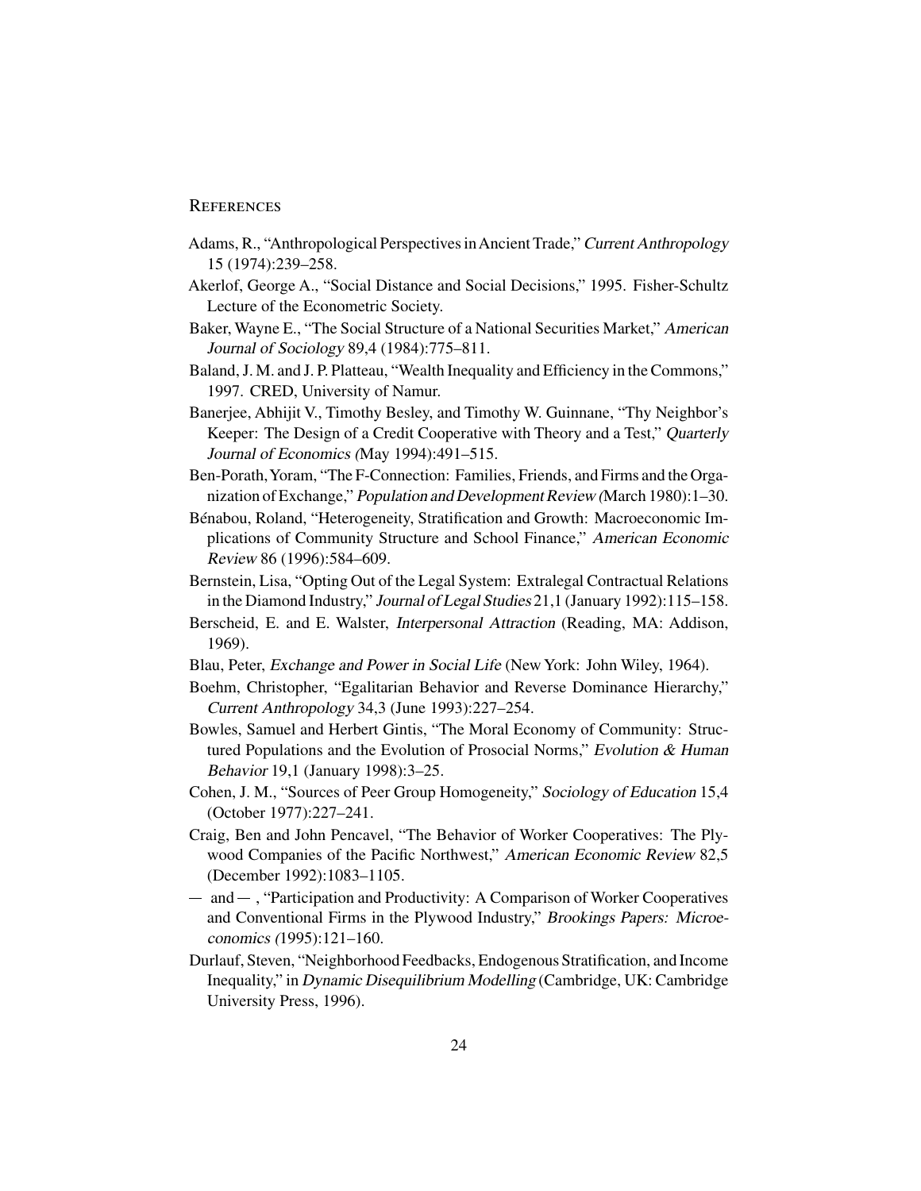## References

Adams, R., "Anthropological Perspectives in Ancient Trade," *Current Anthropology* 15 (1974):239–258.

Akerlof, George A., "Social Distance and Social Decisions," 1995. Fisher-Schultz Lecture of the Econometric Society.

Baker, Wayne E., "The Social Structure of a National Securities Market," *American Journal of Sociology* 89,4 (1984):775–811.

Baland, J. M. and J. P. Platteau, "Wealth Inequality and Efficiency in the Commons," 1997. CRED, University of Namur.

Banerjee, Abhijit V., Timothy Besley, and Timothy W. Guinnane, "Thy Neighbor's Keeper: The Design of a Credit Cooperative with Theory and a Test," *Quarterly Journal of Economics (*May 1994):491–515.

Ben-Porath, Yoram, "The F-Connection: Families, Friends, and Firms and the Organization of Exchange," *Population and Development Review (*March 1980):1–30.

Bénabou, Roland, "Heterogeneity, Stratification and Growth: Macroeconomic Implications of Community Structure and School Finance," *American Economic Review* 86 (1996):584–609.

Bernstein, Lisa, "Opting Out of the Legal System: Extralegal Contractual Relations in the Diamond Industry," *Journal of Legal Studies* 21,1 (January 1992):115–158.

Berscheid, E. and E. Walster, *Interpersonal Attraction* (Reading, MA: Addison, 1969).

Blau, Peter, *Exchange and Power in Social Life* (New York: John Wiley, 1964).

Boehm, Christopher, "Egalitarian Behavior and Reverse Dominance Hierarchy," *Current Anthropology* 34,3 (June 1993):227–254.

Bowles, Samuel and Herbert Gintis, "The Moral Economy of Community: Structured Populations and the Evolution of Prosocial Norms," *Evolution & Human Behavior* 19,1 (January 1998):3–25.

Cohen, J. M., "Sources of Peer Group Homogeneity," *Sociology of Education* 15,4 (October 1977):227–241.

Craig, Ben and John Pencavel, "The Behavior of Worker Cooperatives: The Plywood Companies of the Pacific Northwest," *American Economic Review* 82,5 (December 1992):1083–1105.

— and — , "Participation and Productivity: A Comparison of Worker Cooperatives and Conventional Firms in the Plywood Industry," *Brookings Papers: Microeconomics (*1995):121–160.

Durlauf, Steven, "Neighborhood Feedbacks, Endogenous Stratification, and Income Inequality," in *Dynamic Disequilibrium Modelling* (Cambridge, UK: Cambridge University Press, 1996).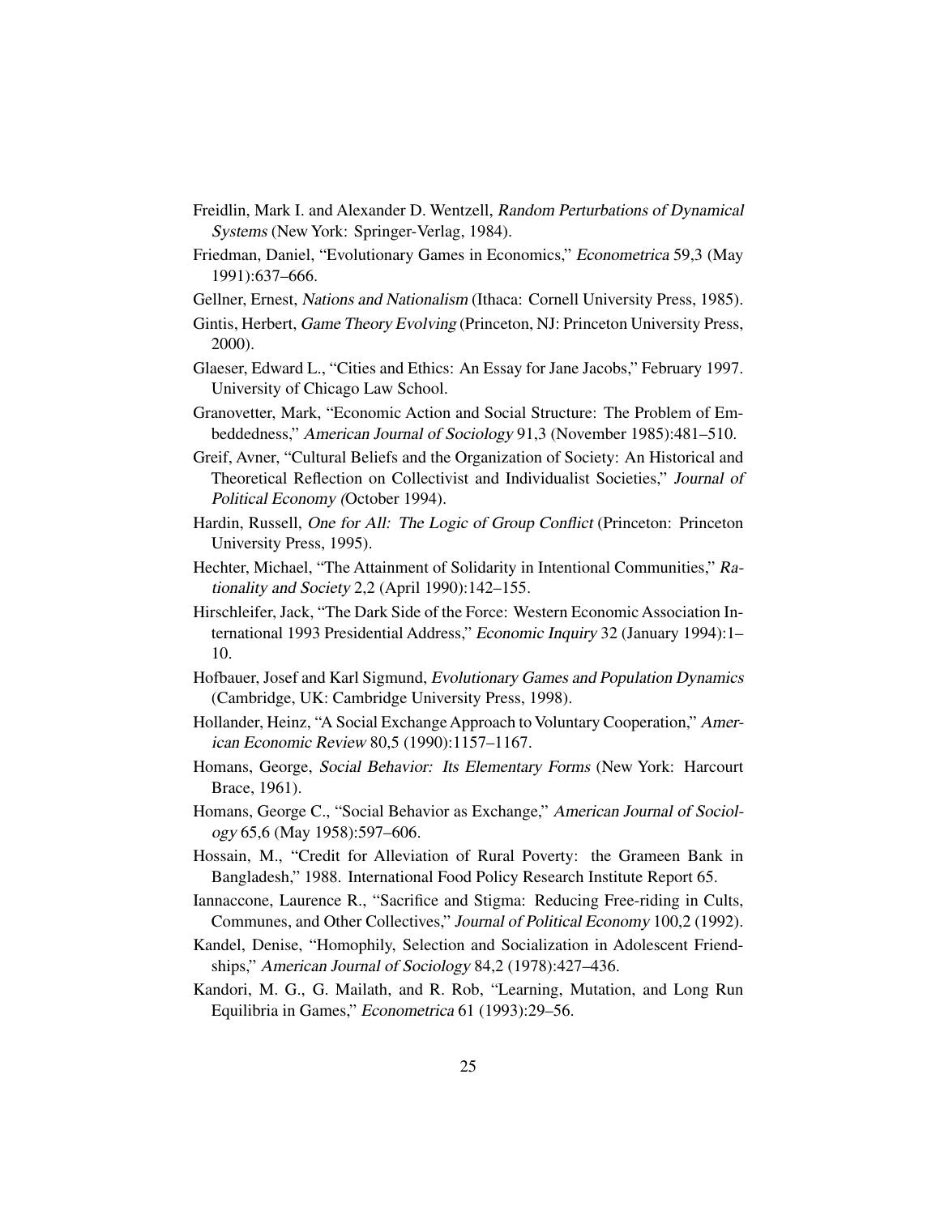Freidlin, Mark I. and Alexander D. Wentzell, *Random Perturbations of Dynamical Systems* (New York: Springer-Verlag, 1984).

Friedman, Daniel, "Evolutionary Games in Economics," *Econometrica* 59,3 (May 1991):637–666.

Gellner, Ernest, *Nations and Nationalism* (Ithaca: Cornell University Press, 1985).

Gintis, Herbert, *Game Theory Evolving* (Princeton, NJ: Princeton University Press, 2000).

Glaeser, Edward L., "Cities and Ethics: An Essay for Jane Jacobs," February 1997. University of Chicago Law School.

Granovetter, Mark, "Economic Action and Social Structure: The Problem of Embeddedness," *American Journal of Sociology* 91,3 (November 1985):481–510.

Greif, Avner, "Cultural Beliefs and the Organization of Society: An Historical and Theoretical Reflection on Collectivist and Individualist Societies," *Journal of Political Economy* (October 1994).

Hardin, Russell, *One for All: The Logic of Group Conflict* (Princeton: Princeton University Press, 1995).

Hechter, Michael, "The Attainment of Solidarity in Intentional Communities," *Rationality and Society* 2,2 (April 1990):142–155.

Hirschleifer, Jack, "The Dark Side of the Force: Western Economic Association International 1993 Presidential Address," *Economic Inquiry* 32 (January 1994):1–10.

Hofbauer, Josef and Karl Sigmund, *Evolutionary Games and Population Dynamics* (Cambridge, UK: Cambridge University Press, 1998).

Hollander, Heinz, "A Social Exchange Approach to Voluntary Cooperation," *American Economic Review* 80,5 (1990):1157–1167.

Homans, George, *Social Behavior: Its Elementary Forms* (New York: Harcourt Brace, 1961).

Homans, George C., "Social Behavior as Exchange," *American Journal of Sociology* 65,6 (May 1958):597–606.

Hossain, M., "Credit for Alleviation of Rural Poverty: the Grameen Bank in Bangladesh," 1988. International Food Policy Research Institute Report 65.

Iannaccone, Laurence R., "Sacrifice and Stigma: Reducing Free-riding in Cults, Communes, and Other Collectives," *Journal of Political Economy* 100,2 (1992).

Kandel, Denise, "Homophily, Selection and Socialization in Adolescent Friendships," *American Journal of Sociology* 84,2 (1978):427–436.

Kandori, M. G., G. Mailath, and R. Rob, "Learning, Mutation, and Long Run Equilibria in Games," *Econometrica* 61 (1993):29–56.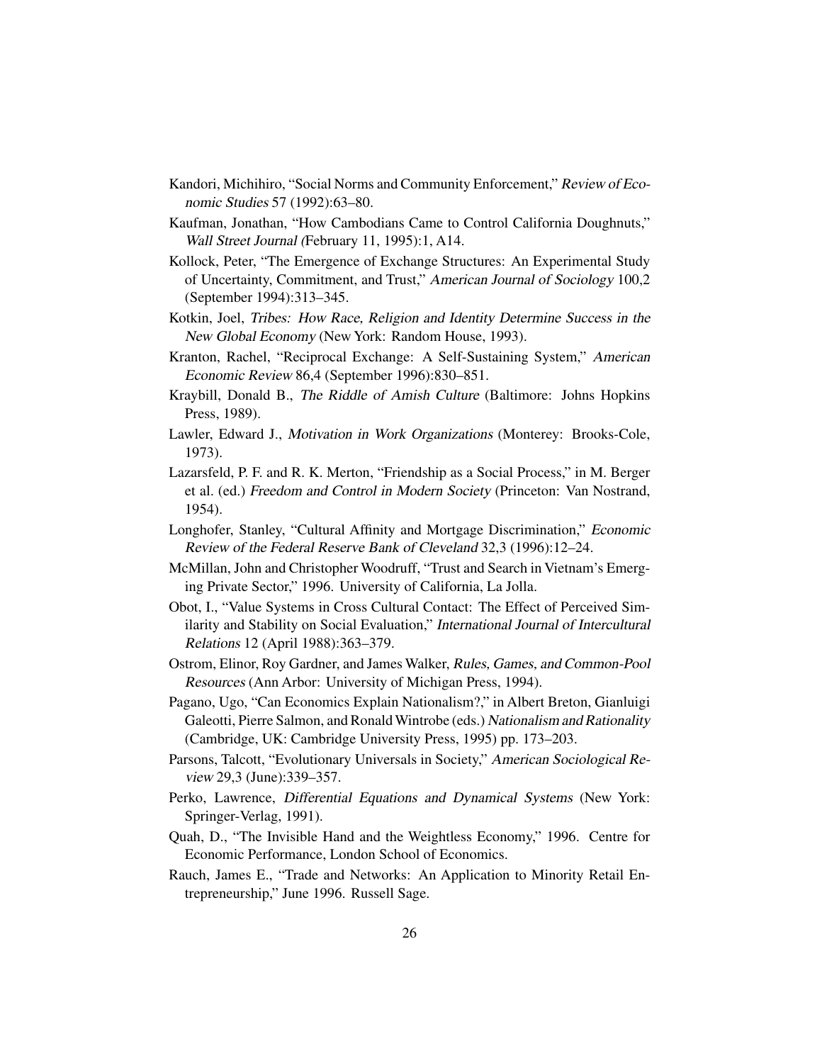Kandori, Michihiro, "Social Norms and Community Enforcement," *Review of Economic Studies* 57 (1992):63–80.

Kaufman, Jonathan, "How Cambodians Came to Control California Doughnuts," *Wall Street Journal (*February 11, 1995):1, A14.

Kollock, Peter, "The Emergence of Exchange Structures: An Experimental Study of Uncertainty, Commitment, and Trust," *American Journal of Sociology* 100,2 (September 1994):313–345.

Kotkin, Joel, *Tribes: How Race, Religion and Identity Determine Success in the New Global Economy* (New York: Random House, 1993).

Kranton, Rachel, "Reciprocal Exchange: A Self-Sustaining System," *American Economic Review* 86,4 (September 1996):830–851.

Kraybill, Donald B., *The Riddle of Amish Culture* (Baltimore: Johns Hopkins Press, 1989).

Lawler, Edward J., *Motivation in Work Organizations* (Monterey: Brooks-Cole, 1973).

Lazarsfeld, P. F. and R. K. Merton, "Friendship as a Social Process," in M. Berger et al. (ed.) *Freedom and Control in Modern Society* (Princeton: Van Nostrand, 1954).

Longhofer, Stanley, "Cultural Affinity and Mortgage Discrimination," *Economic Review of the Federal Reserve Bank of Cleveland* 32,3 (1996):12–24.

McMillan, John and Christopher Woodruff, "Trust and Search in Vietnam's Emerging Private Sector," 1996. University of California, La Jolla.

Obot, I., "Value Systems in Cross Cultural Contact: The Effect of Perceived Similarity and Stability on Social Evaluation," *International Journal of Intercultural Relations* 12 (April 1988):363–379.

Ostrom, Elinor, Roy Gardner, and James Walker, *Rules, Games, and Common-Pool Resources* (Ann Arbor: University of Michigan Press, 1994).

Pagano, Ugo, "Can Economics Explain Nationalism?," in Albert Breton, Gianluigi Galeotti, Pierre Salmon, and Ronald Wintrobe (eds.) *Nationalism and Rationality* (Cambridge, UK: Cambridge University Press, 1995) pp. 173–203.

Parsons, Talcott, "Evolutionary Universals in Society," *American Sociological Review* 29,3 (June):339–357.

Perko, Lawrence, *Differential Equations and Dynamical Systems* (New York: Springer-Verlag, 1991).

Quah, D., "The Invisible Hand and the Weightless Economy," 1996. Centre for Economic Performance, London School of Economics.

Rauch, James E., "Trade and Networks: An Application to Minority Retail Entrepreneurship," June 1996. Russell Sage.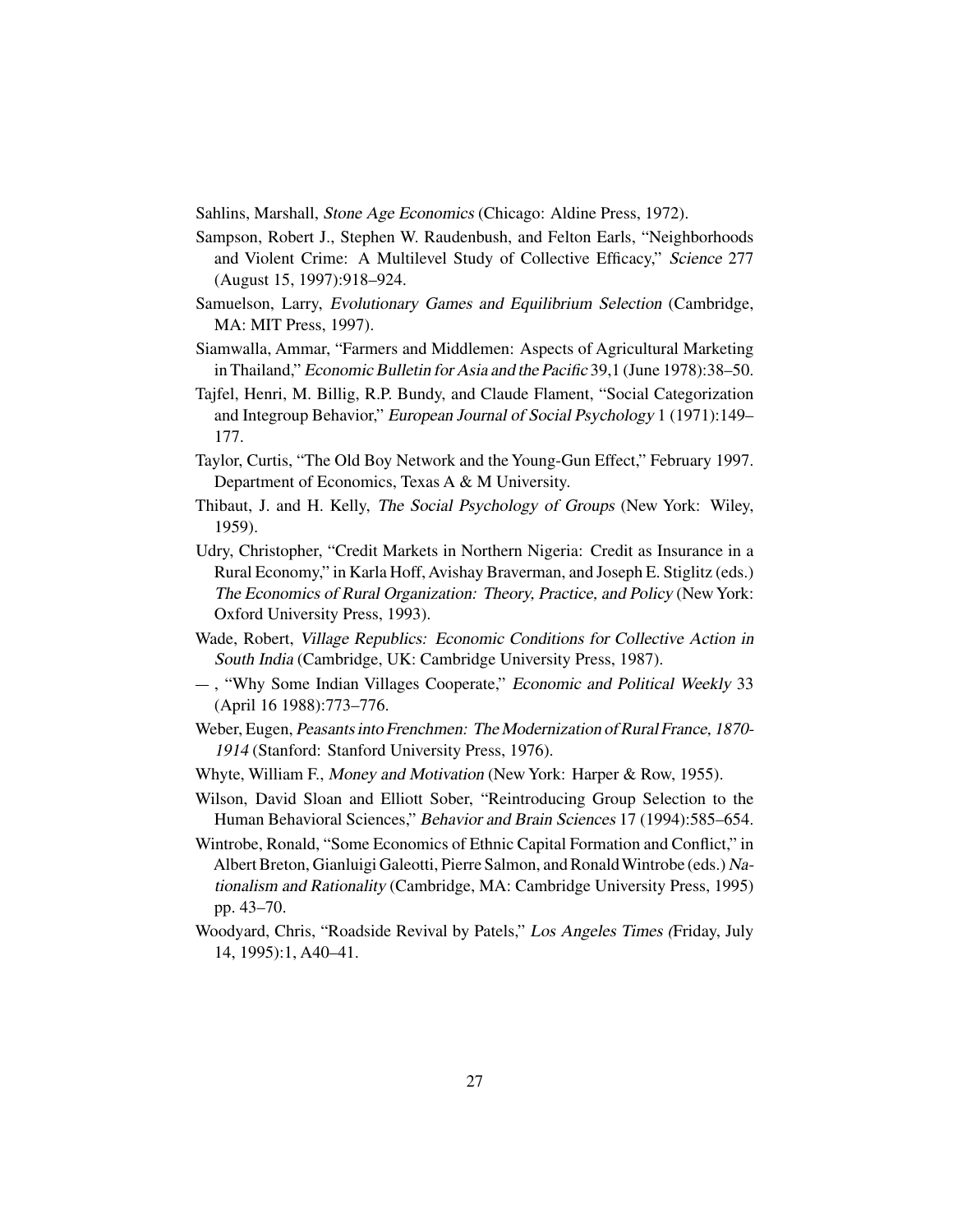Sahlins, Marshall, *Stone Age Economics* (Chicago: Aldine Press, 1972).

Sampson, Robert J., Stephen W. Raudenbush, and Felton Earls, "Neighborhoods and Violent Crime: A Multilevel Study of Collective Efficacy," *Science* 277 (August 15, 1997):918–924.

Samuelson, Larry, *Evolutionary Games and Equilibrium Selection* (Cambridge, MA: MIT Press, 1997).

Siamwalla, Ammar, "Farmers and Middlemen: Aspects of Agricultural Marketing in Thailand," *Economic Bulletin for Asia and the Pacific* 39,1 (June 1978):38–50.

Tajfel, Henri, M. Billig, R.P. Bundy, and Claude Flament, "Social Categorization and Integroup Behavior," *European Journal of Social Psychology* 1 (1971):149–177.

Taylor, Curtis, "The Old Boy Network and the Young-Gun Effect," February 1997. Department of Economics, Texas A & M University.

Thibaut, J. and H. Kelly, *The Social Psychology of Groups* (New York: Wiley, 1959).

Udry, Christopher, "Credit Markets in Northern Nigeria: Credit as Insurance in a Rural Economy," in Karla Hoff, Avishay Braverman, and Joseph E. Stiglitz (eds.) *The Economics of Rural Organization: Theory, Practice, and Policy* (New York: Oxford University Press, 1993).

Wade, Robert, *Village Republics: Economic Conditions for Collective Action in South India* (Cambridge, UK: Cambridge University Press, 1987).

— , "Why Some Indian Villages Cooperate," *Economic and Political Weekly* 33 (April 16 1988):773–776.

Weber, Eugen, *Peasants into Frenchmen: The Modernization of Rural France, 1870-1914* (Stanford: Stanford University Press, 1976).

Whyte, William F., *Money and Motivation* (New York: Harper & Row, 1955).

Wilson, David Sloan and Elliott Sober, "Reintroducing Group Selection to the Human Behavioral Sciences," *Behavior and Brain Sciences* 17 (1994):585–654.

Wintrobe, Ronald, "Some Economics of Ethnic Capital Formation and Conflict," in Albert Breton, Gianluigi Galeotti, Pierre Salmon, and Ronald Wintrobe (eds.) *Nationalism and Rationality* (Cambridge, MA: Cambridge University Press, 1995) pp. 43–70.

Woodyard, Chris, "Roadside Revival by Patels," *Los Angeles Times (*Friday, July 14, 1995):1, A40–41.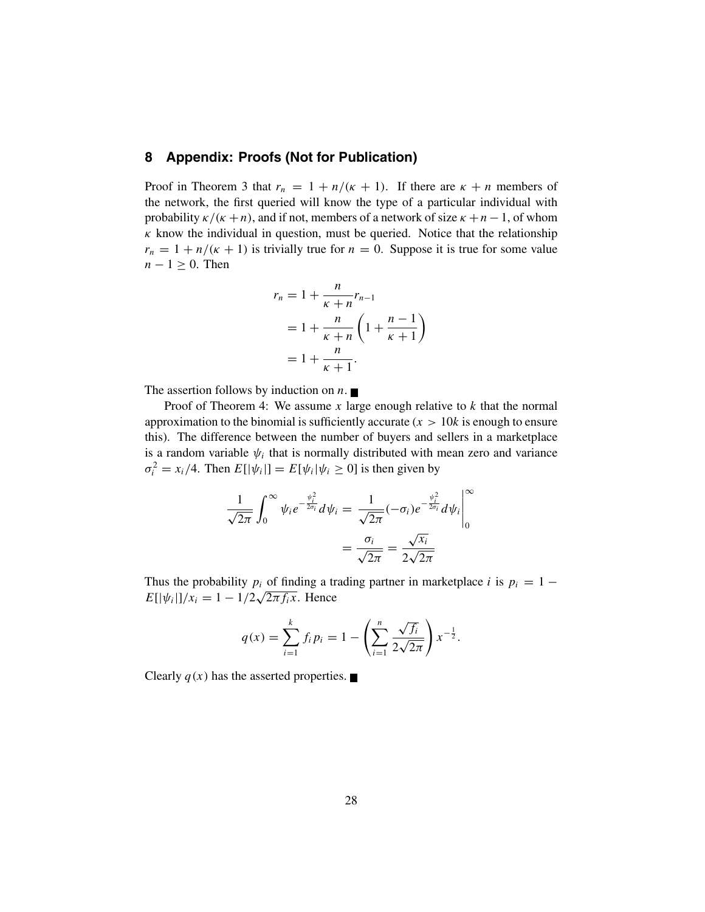## 8 Appendix: Proofs (Not for Publication)

Proof in Theorem 3 that $r_n = 1 + n/(\kappa + 1)$. If there are $\kappa + n$ members of the network, the first queried will know the type of a particular individual with probability $\kappa/(\kappa + n)$, and if not, members of a network of size $\kappa + n - 1$, of whom $\kappa$ know the individual in question, must be queried. Notice that the relationship $r_n = 1 + n/(\kappa + 1)$ is trivially true for $n = 0$. Suppose it is true for some value $n - 1 \geq 0$. Then

$$
\begin{aligned}
r_n &= 1 + \frac{n}{\kappa + n} r_{n-1} \\
&= 1 + \frac{n}{\kappa + n} \left( 1 + \frac{n-1}{\kappa + 1} \right) \\
&= 1 + \frac{n}{\kappa + 1}.
\end{aligned}
$$

The assertion follows by induction on $n$. ■

Proof of Theorem 4: We assume $x$ large enough relative to $k$ that the normal approximation to the binomial is sufficiently accurate ($x > 10k$ is enough to ensure this). The difference between the number of buyers and sellers in a marketplace is a random variable $\psi_i$ that is normally distributed with mean zero and variance $\sigma_i^2 = x_i/4$. Then $E[|\psi_i|] = E[\psi_i | \psi_i \geq 0]$ is then given by

$$
\begin{aligned}
\frac{1}{\sqrt{2\pi}} \int_0^\infty \psi_i e^{-\frac{\psi_i^2}{2\sigma_i}} d\psi_i &= \frac{1}{\sqrt{2\pi}} (-\sigma_i) e^{-\frac{\psi_i^2}{2\sigma_i}} d\psi_i \Bigg|_0^\infty \\
&= \frac{\sigma_i}{\sqrt{2\pi}} = \frac{\sqrt{x_i}}{2\sqrt{2\pi}}
\end{aligned}
$$

Thus the probability $p_i$ of finding a trading partner in marketplace $i$ is $p_i = 1 - E[|\psi_i|]/x_i = 1 - 1/2\sqrt{2\pi f_i x}$. Hence

$$
q(x) = \sum_{i=1}^{k} f_i p_i = 1 - \left( \sum_{i=1}^{n} \frac{\sqrt{f_i}}{2\sqrt{2\pi}} \right) x^{-\frac{1}{2}}.
$$

Clearly $q(x)$ has the asserted properties. ■